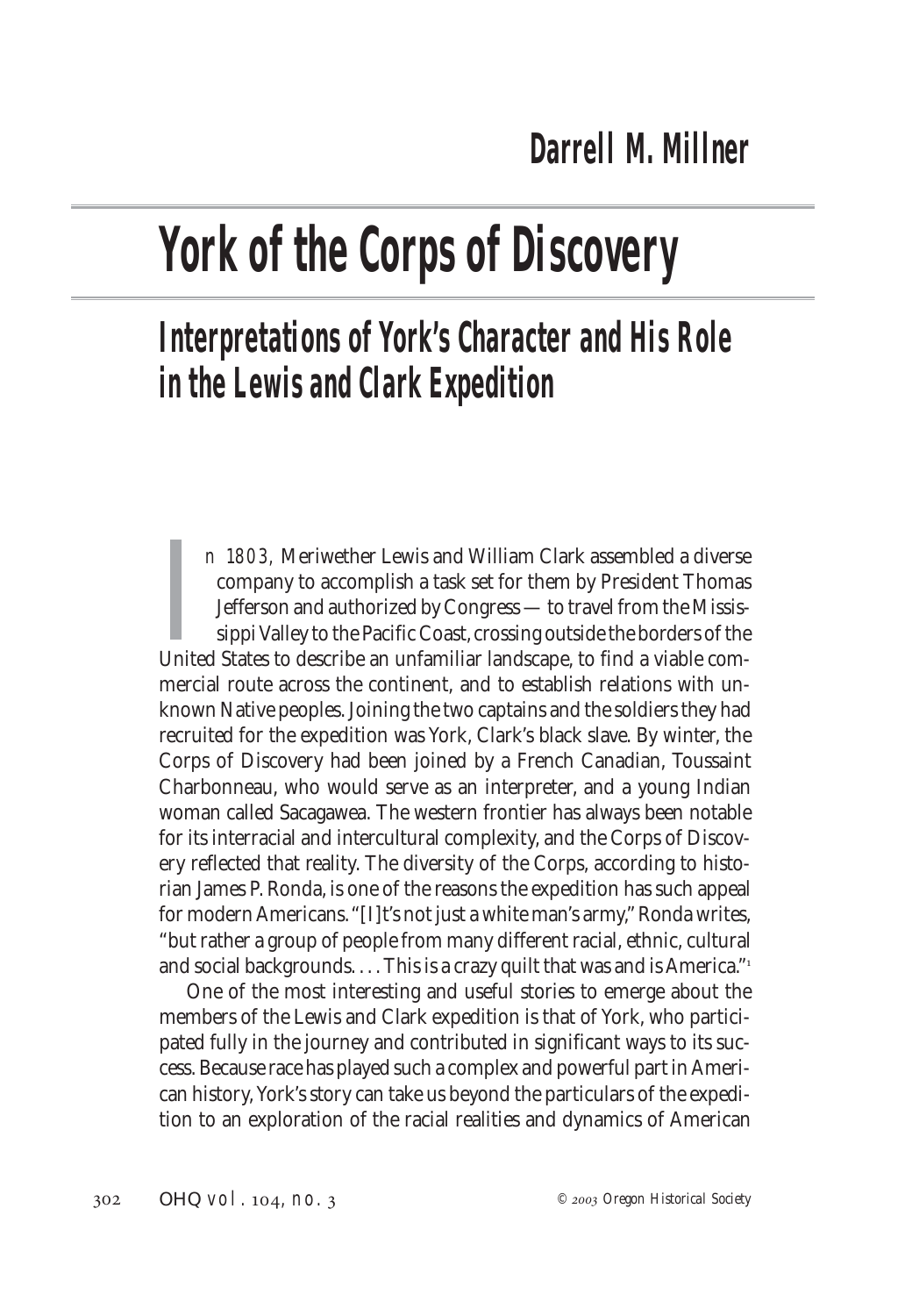**Darrell M. Millner**

# York of the Corps of Discovery

## Interpretations of York's Character and His Role in the Lewis and Clark Expedition

In 1803, Meriwether Lewis and William Clark assembled a diverse company to accomplish a task set for them by President Thomas Jefferson and authorized by Congress — to travel from the Mississippi Valley to the Pacific Coast, crossing outside the borders of the United States to describe an unfamiliar landscape, to find a viable commercial route across the continent, and to establish relations with unknown Native peoples. Joining the two captains and the soldiers they had recruited for the expedition was York, Clark's black slave. By winter, the Corps of Discovery had been joined by a French Canadian, Toussaint Charbonneau, who would serve as an interpreter, and a young Indian woman called Sacagawea. The western frontier has always been notable for its interracial and intercultural complexity, and the Corps of Discovery reflected that reality. The diversity of the Corps, according to historian James P. Ronda, is one of the reasons the expedition has such appeal for modern Americans. "[I]t's not just a white man's army," Ronda writes, "but rather a group of people from many different racial, ethnic, cultural and social backgrounds. . . . This is a crazy quilt that was and is America."[1]

One of the most interesting and useful stories to emerge about the members of the Lewis and Clark expedition is that of York, who participated fully in the journey and contributed in significant ways to its success. Because race has played such a complex and powerful part in American history, York's story can take us beyond the particulars of the expedition to an exploration of the racial realities and dynamics of American

© 2003 Oregon Historical Society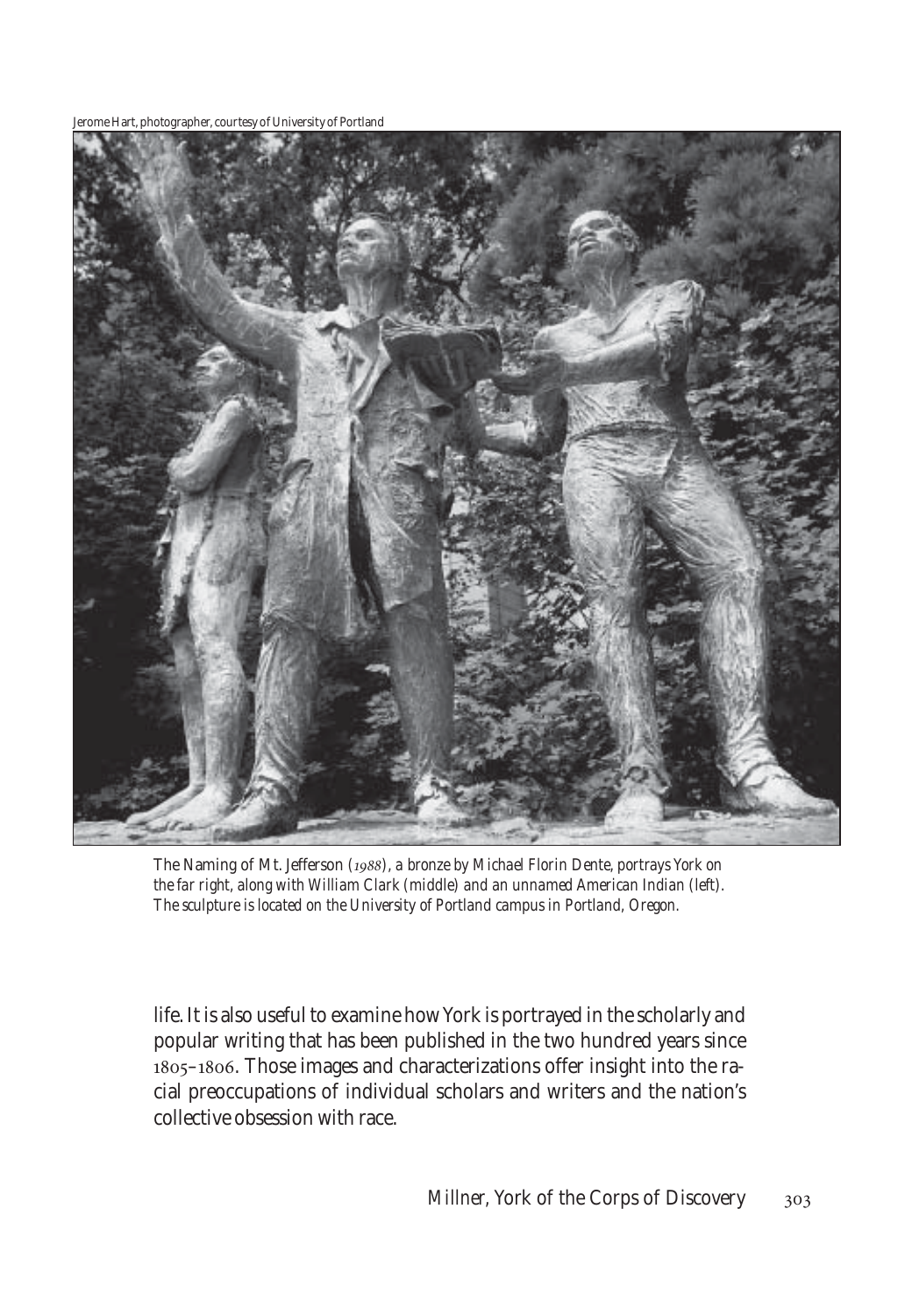Jerome Hart, photographer, courtesy of University of Portland

*The Naming of Mt. Jefferson (1988), a bronze by Michael Florin Dente, portrays York on the far right, along with William Clark (middle) and an unnamed American Indian (left). The sculpture is located on the University of Portland campus in Portland, Oregon.*

life. It is also useful to examine how York is portrayed in the scholarly and popular writing that has been published in the two hundred years since 1805–1806. Those images and characterizations offer insight into the racial preoccupations of individual scholars and writers and the nation's collective obsession with race.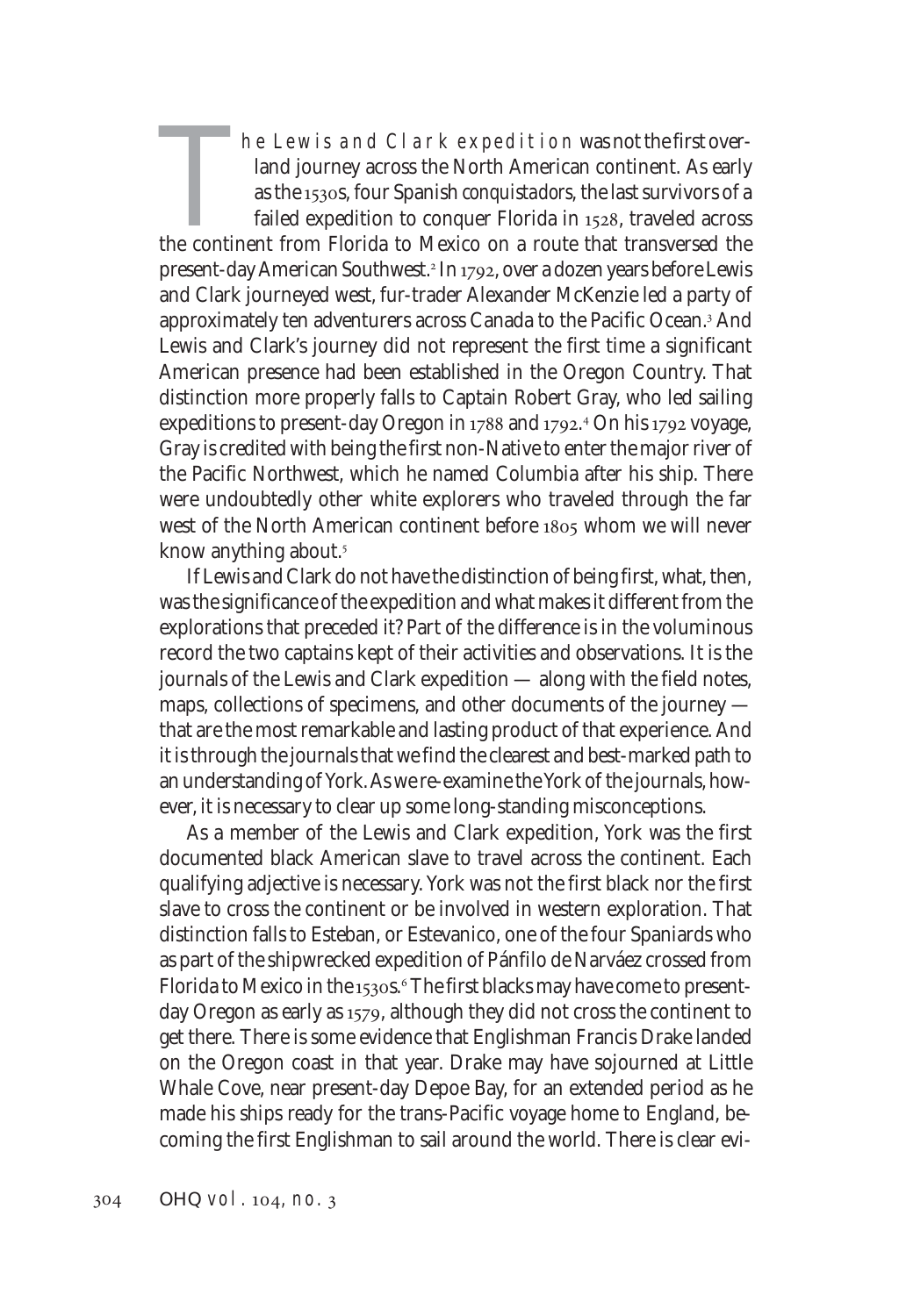The Lewis and Clark expedition was not the first overland journey across the North American continent. As early as the 1530s, four Spanish *conquistadors*, the last survivors of a failed expedition to conquer Florida in 1528, traveled across the continent from Florida to Mexico on a route that transversed the present-day American Southwest.[2] In 1792, over a dozen years before Lewis and Clark journeyed west, fur-trader Alexander McKenzie led a party of approximately ten adventurers across Canada to the Pacific Ocean.[3] And Lewis and Clark's journey did not represent the first time a significant American presence had been established in the Oregon Country. That distinction more properly falls to Captain Robert Gray, who led sailing expeditions to present-day Oregon in 1788 and 1792.[4] On his 1792 voyage, Gray is credited with being the first non-Native to enter the major river of the Pacific Northwest, which he named Columbia after his ship. There were undoubtedly other white explorers who traveled through the far west of the North American continent before 1805 whom we will never know anything about.[5]

If Lewis and Clark do not have the distinction of being first, what, then, was the significance of the expedition and what makes it different from the explorations that preceded it? Part of the difference is in the voluminous record the two captains kept of their activities and observations. It is the journals of the Lewis and Clark expedition — along with the field notes, maps, collections of specimens, and other documents of the journey — that are the most remarkable and lasting product of that experience. And it is through the journals that we find the clearest and best-marked path to an understanding of York. As we re-examine the York of the journals, however, it is necessary to clear up some long-standing misconceptions.

As a member of the Lewis and Clark expedition, York was the first documented black American slave to travel across the continent. Each qualifying adjective is necessary. York was not the first black nor the first slave to cross the continent or be involved in western exploration. That distinction falls to Esteban, or Estevanico, one of the four Spaniards who as part of the shipwrecked expedition of Pánfilo de Narváez crossed from Florida to Mexico in the 1530s.[6] The first blacks may have come to present-day Oregon as early as 1579, although they did not cross the continent to get there. There is some evidence that Englishman Francis Drake landed on the Oregon coast in that year. Drake may have sojourned at Little Whale Cove, near present-day Depoe Bay, for an extended period as he made his ships ready for the trans-Pacific voyage home to England, becoming the first Englishman to sail around the world. There is clear evi-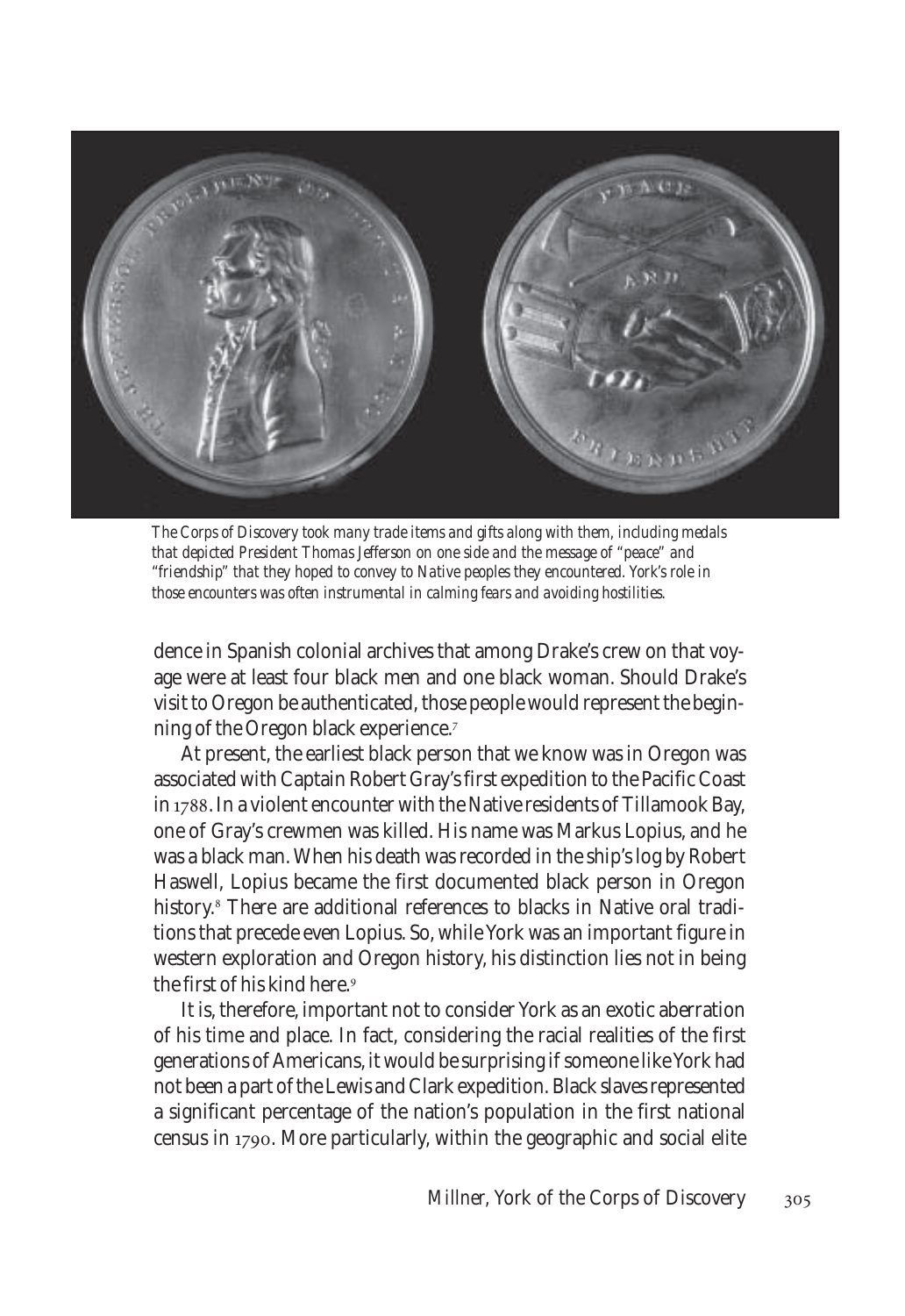*The Corps of Discovery took many trade items and gifts along with them, including medals that depicted President Thomas Jefferson on one side and the message of "peace" and "friendship" that they hoped to convey to Native peoples they encountered. York's role in those encounters was often instrumental in calming fears and avoiding hostilities.*

dence in Spanish colonial archives that among Drake's crew on that voyage were at least four black men and one black woman. Should Drake's visit to Oregon be authenticated, those people would represent the beginning of the Oregon black experience.[7]

At present, the earliest black person that we know was in Oregon was associated with Captain Robert Gray's first expedition to the Pacific Coast in 1788. In a violent encounter with the Native residents of Tillamook Bay, one of Gray's crewmen was killed. His name was Markus Lopius, and he was a black man. When his death was recorded in the ship's log by Robert Haswell, Lopius became the first documented black person in Oregon history.[8] There are additional references to blacks in Native oral traditions that precede even Lopius. So, while York was an important figure in western exploration and Oregon history, his distinction lies not in being the first of his kind here.[9]

It is, therefore, important not to consider York as an exotic aberration of his time and place. In fact, considering the racial realities of the first generations of Americans, it would be surprising if someone like York had not been a part of the Lewis and Clark expedition. Black slaves represented a significant percentage of the nation's population in the first national census in 1790. More particularly, within the geographic and social elite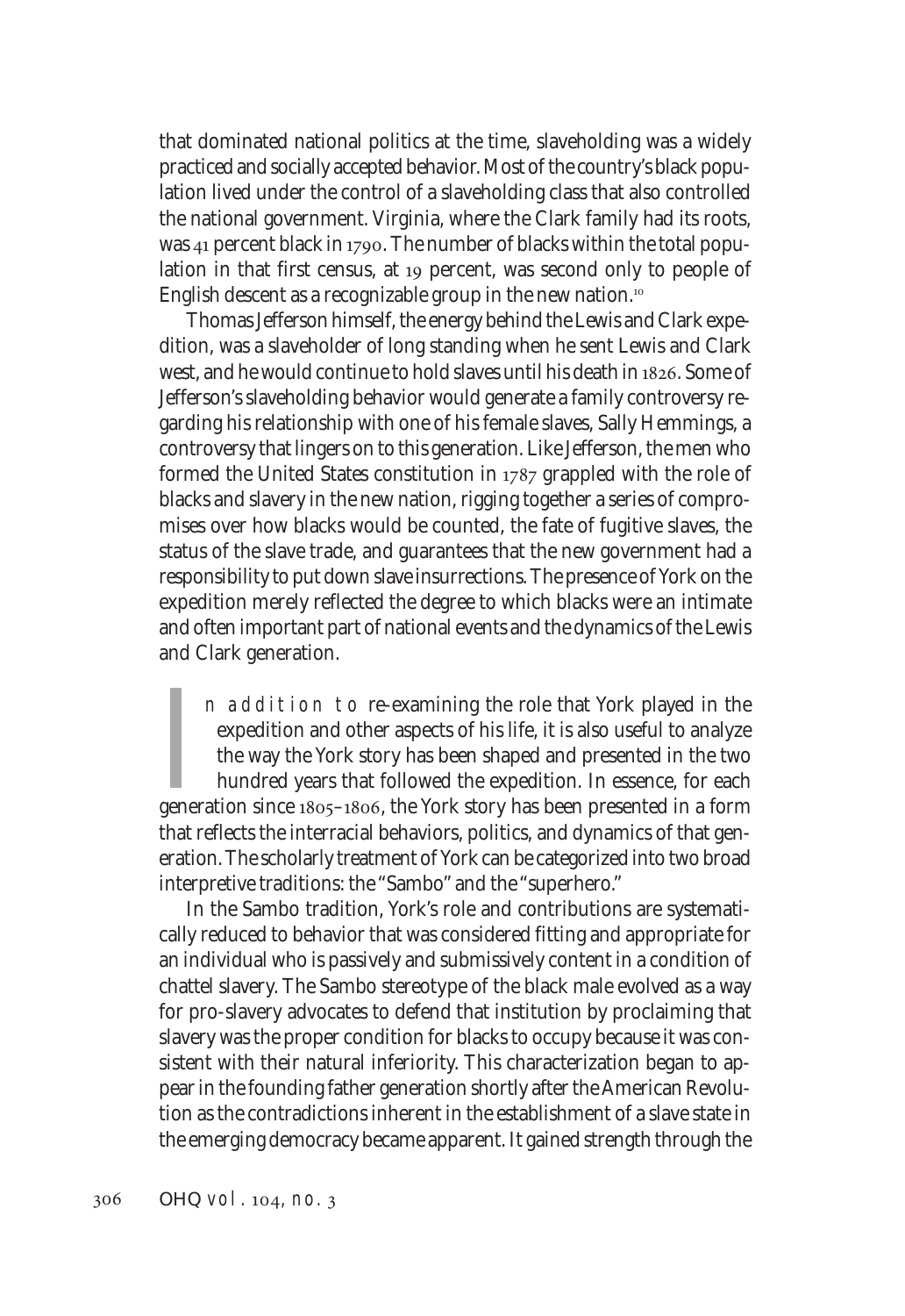that dominated national politics at the time, slaveholding was a widely practiced and socially accepted behavior. Most of the country's black population lived under the control of a slaveholding class that also controlled the national government. Virginia, where the Clark family had its roots, was 41 percent black in 1790. The number of blacks within the total population in that first census, at 19 percent, was second only to people of English descent as a recognizable group in the new nation.[10]

Thomas Jefferson himself, the energy behind the Lewis and Clark expedition, was a slaveholder of long standing when he sent Lewis and Clark west, and he would continue to hold slaves until his death in 1826. Some of Jefferson's slaveholding behavior would generate a family controversy regarding his relationship with one of his female slaves, Sally Hemmings, a controversy that lingers on to this generation. Like Jefferson, the men who formed the United States constitution in 1787 grappled with the role of blacks and slavery in the new nation, rigging together a series of compromises over how blacks would be counted, the fate of fugitive slaves, the status of the slave trade, and guarantees that the new government had a responsibility to put down slave insurrections. The presence of York on the expedition merely reflected the degree to which blacks were an intimate and often important part of national events and the dynamics of the Lewis and Clark generation.

In addition to re-examining the role that York played in the expedition and other aspects of his life, it is also useful to analyze the way the York story has been shaped and presented in the two hundred years that followed the expedition. In essence, for each generation since 1805–1806, the York story has been presented in a form that reflects the interracial behaviors, politics, and dynamics of that generation. The scholarly treatment of York can be categorized into two broad interpretive traditions: the "Sambo" and the "superhero."

In the Sambo tradition, York's role and contributions are systematically reduced to behavior that was considered fitting and appropriate for an individual who is passively and submissively content in a condition of chattel slavery. The Sambo stereotype of the black male evolved as a way for pro-slavery advocates to defend that institution by proclaiming that slavery was the proper condition for blacks to occupy because it was consistent with their natural inferiority. This characterization began to appear in the founding father generation shortly after the American Revolution as the contradictions inherent in the establishment of a slave state in the emerging democracy became apparent. It gained strength through the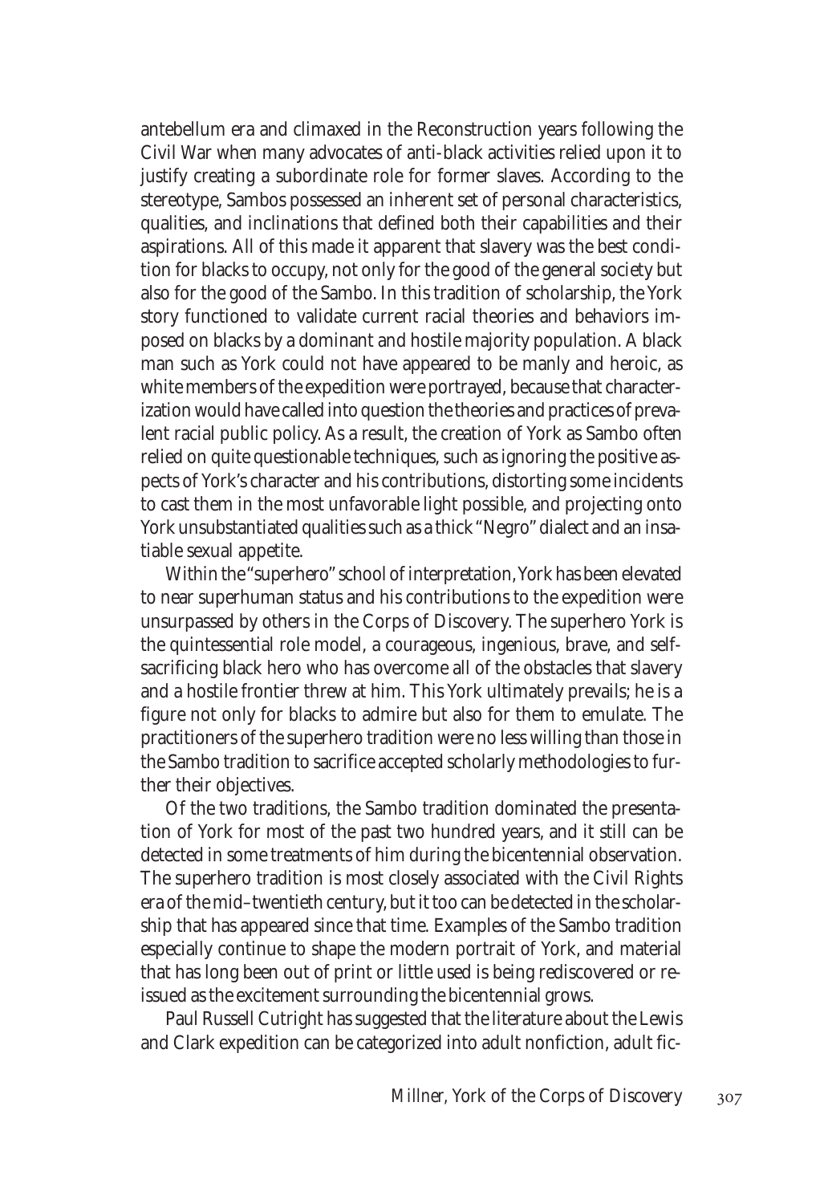antebellum era and climaxed in the Reconstruction years following the Civil War when many advocates of anti-black activities relied upon it to justify creating a subordinate role for former slaves. According to the stereotype, Sambos possessed an inherent set of personal characteristics, qualities, and inclinations that defined both their capabilities and their aspirations. All of this made it apparent that slavery was the best condition for blacks to occupy, not only for the good of the general society but also for the good of the Sambo. In this tradition of scholarship, the York story functioned to validate current racial theories and behaviors imposed on blacks by a dominant and hostile majority population. A black man such as York could not have appeared to be manly and heroic, as white members of the expedition were portrayed, because that characterization would have called into question the theories and practices of prevalent racial public policy. As a result, the creation of York as Sambo often relied on quite questionable techniques, such as ignoring the positive aspects of York's character and his contributions, distorting some incidents to cast them in the most unfavorable light possible, and projecting onto York unsubstantiated qualities such as a thick "Negro" dialect and an insatiable sexual appetite.

Within the "superhero" school of interpretation, York has been elevated to near superhuman status and his contributions to the expedition were unsurpassed by others in the Corps of Discovery. The superhero York is the quintessential role model, a courageous, ingenious, brave, and self-sacrificing black hero who has overcome all of the obstacles that slavery and a hostile frontier threw at him. This York ultimately prevails; he is a figure not only for blacks to admire but also for them to emulate. The practitioners of the superhero tradition were no less willing than those in the Sambo tradition to sacrifice accepted scholarly methodologies to further their objectives.

Of the two traditions, the Sambo tradition dominated the presentation of York for most of the past two hundred years, and it still can be detected in some treatments of him during the bicentennial observation. The superhero tradition is most closely associated with the Civil Rights era of the mid–twentieth century, but it too can be detected in the scholarship that has appeared since that time. Examples of the Sambo tradition especially continue to shape the modern portrait of York, and material that has long been out of print or little used is being rediscovered or reissued as the excitement surrounding the bicentennial grows.

Paul Russell Cutright has suggested that the literature about the Lewis and Clark expedition can be categorized into adult nonfiction, adult fic-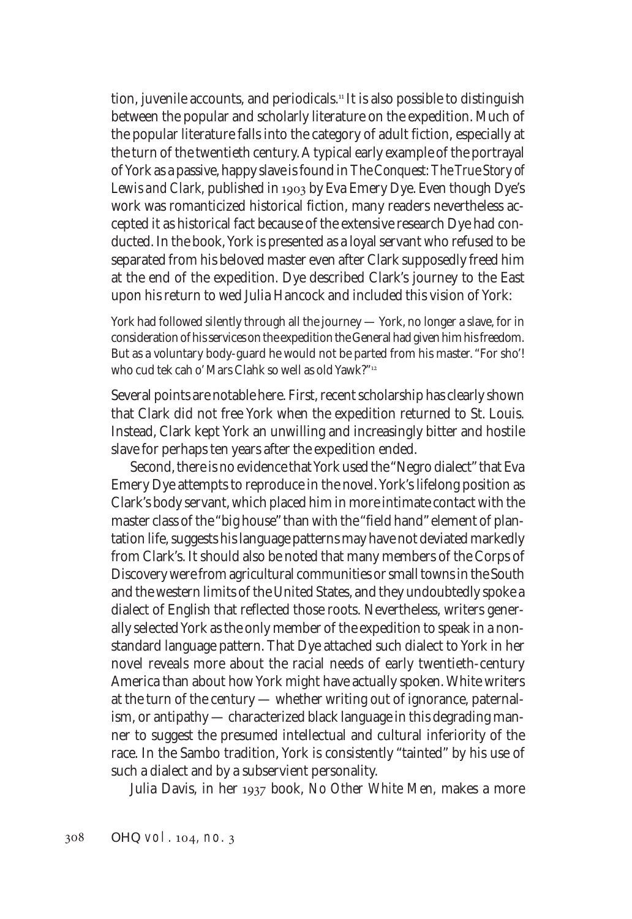tion, juvenile accounts, and periodicals.[11] It is also possible to distinguish between the popular and scholarly literature on the expedition. Much of the popular literature falls into the category of adult fiction, especially at the turn of the twentieth century. A typical early example of the portrayal of York as a passive, happy slave is found in *The Conquest: The True Story of Lewis and Clark*, published in 1903 by Eva Emery Dye. Even though Dye's work was romanticized historical fiction, many readers nevertheless accepted it as historical fact because of the extensive research Dye had conducted. In the book, York is presented as a loyal servant who refused to be separated from his beloved master even after Clark supposedly freed him at the end of the expedition. Dye described Clark's journey to the East upon his return to wed Julia Hancock and included this vision of York:

> York had followed silently through all the journey — York, no longer a slave, for in consideration of his services on the expedition the General had given him his freedom. But as a voluntary body-guard he would not be parted from his master. "For sho'! who cud tek cah o' Mars Clahk so well as old Yawk?"[12]

Several points are notable here. First, recent scholarship has clearly shown that Clark did not free York when the expedition returned to St. Louis. Instead, Clark kept York an unwilling and increasingly bitter and hostile slave for perhaps ten years after the expedition ended.

Second, there is no evidence that York used the "Negro dialect" that Eva Emery Dye attempts to reproduce in the novel. York's lifelong position as Clark's body servant, which placed him in more intimate contact with the master class of the "big house" than with the "field hand" element of plantation life, suggests his language patterns may have not deviated markedly from Clark's. It should also be noted that many members of the Corps of Discovery were from agricultural communities or small towns in the South and the western limits of the United States, and they undoubtedly spoke a dialect of English that reflected those roots. Nevertheless, writers generally selected York as the only member of the expedition to speak in a nonstandard language pattern. That Dye attached such dialect to York in her novel reveals more about the racial needs of early twentieth-century America than about how York might have actually spoken. White writers at the turn of the century — whether writing out of ignorance, paternalism, or antipathy — characterized black language in this degrading manner to suggest the presumed intellectual and cultural inferiority of the race. In the Sambo tradition, York is consistently "tainted" by his use of such a dialect and by a subservient personality.

Julia Davis, in her 1937 book, *No Other White Men*, makes a more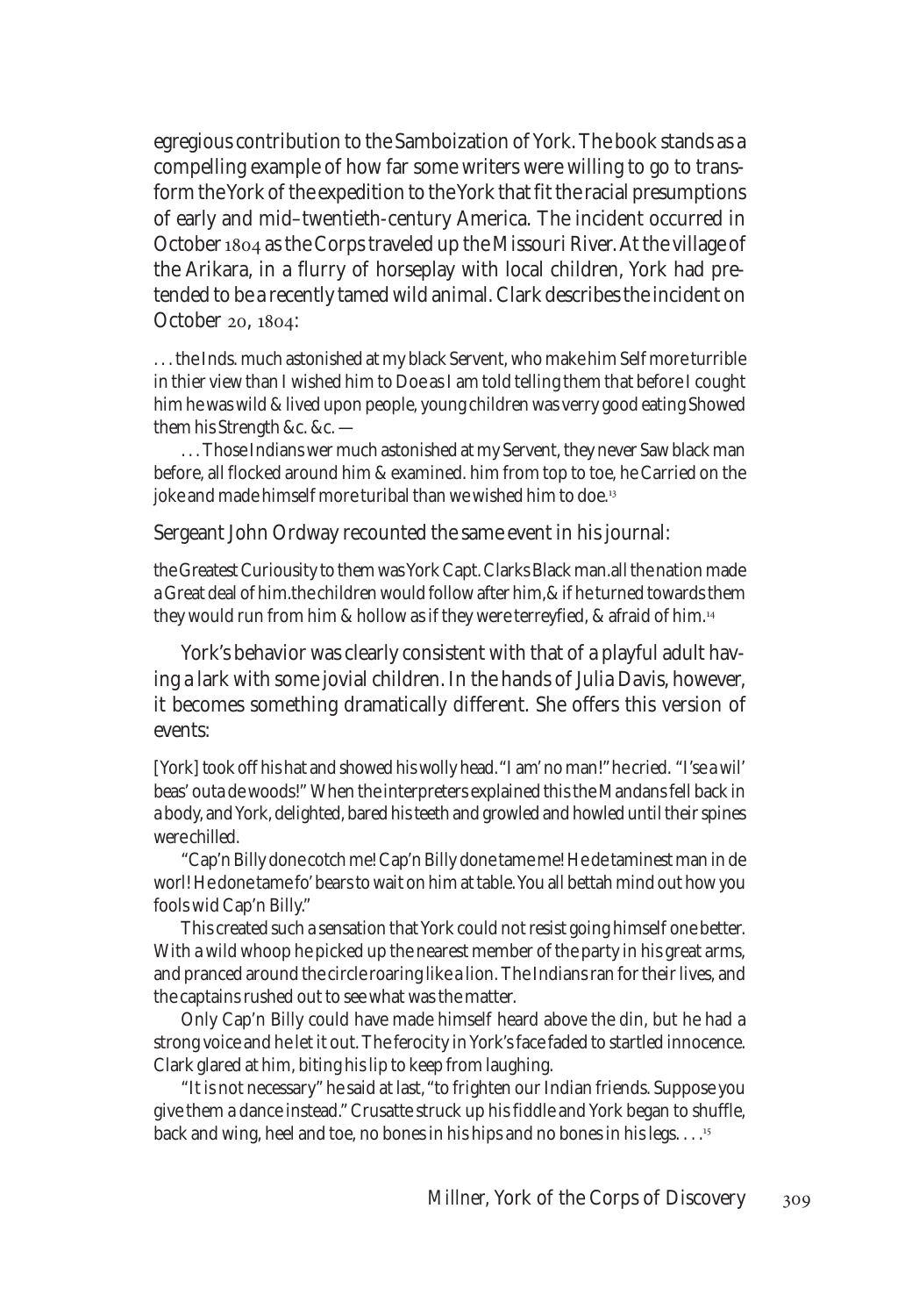egregious contribution to the Samboization of York. The book stands as a compelling example of how far some writers were willing to go to transform the York of the expedition to the York that fit the racial presumptions of early and mid–twentieth-century America. The incident occurred in October 1804 as the Corps traveled up the Missouri River. At the village of the Arikara, in a flurry of horseplay with local children, York had pretended to be a recently tamed wild animal. Clark describes the incident on October 20, 1804:

> . . . the Inds. much astonished at my black Servent, who make him Self more turrible in thier view than I wished him to Doe as I am told telling them that before I cought him he was wild & lived upon people, young children was verry good eating Showed them his Strength &c. &c. —
>
> . . . Those Indians wer much astonished at my Servent, they never Saw black man before, all flocked around him & examined. him from top to toe, he Carried on the joke and made himself more turibal than we wished him to doe.[13]

Sergeant John Ordway recounted the same event in his journal:

> the Greatest Curiousity to them was York Capt. Clarks Black man.all the nation made a Great deal of him.the children would follow after him,& if he turned towards them they would run from him & hollow as if they were terreyfied, & afraid of him.[14]

York's behavior was clearly consistent with that of a playful adult having a lark with some jovial children. In the hands of Julia Davis, however, it becomes something dramatically different. She offers this version of events:

> [York] took off his hat and showed his wolly head. "I am' no man!" he cried. "I'se a wil' beas' outa de woods!" When the interpreters explained this the Mandans fell back in a body, and York, delighted, bared his teeth and growled and howled until their spines were chilled.
>
> "Cap'n Billy done cotch me! Cap'n Billy done tame me! He de taminest man in de worl! He done tame fo' bears to wait on him at table. You all bettah mind out how you fools wid Cap'n Billy."
>
> This created such a sensation that York could not resist going himself one better. With a wild whoop he picked up the nearest member of the party in his great arms, and pranced around the circle roaring like a lion. The Indians ran for their lives, and the captains rushed out to see what was the matter.
>
> Only Cap'n Billy could have made himself heard above the din, but he had a strong voice and he let it out. The ferocity in York's face faded to startled innocence. Clark glared at him, biting his lip to keep from laughing.
>
> "It is not necessary" he said at last, "to frighten our Indian friends. Suppose you give them a dance instead." Crusatte struck up his fiddle and York began to shuffle, back and wing, heel and toe, no bones in his hips and no bones in his legs. . . .[15]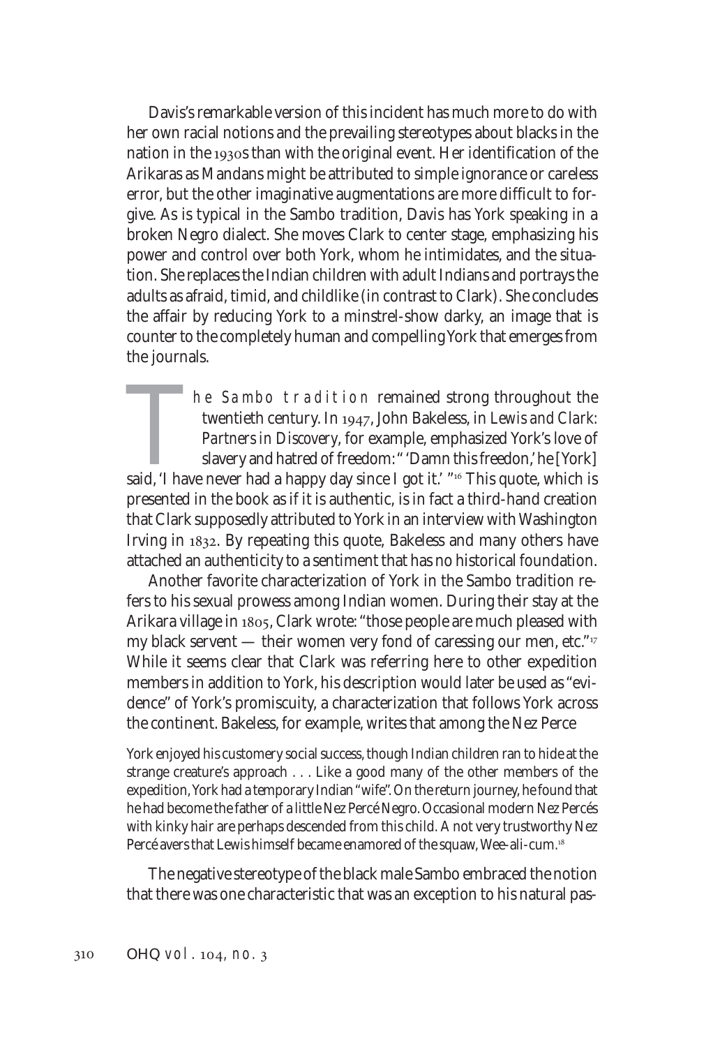Davis's remarkable version of this incident has much more to do with her own racial notions and the prevailing stereotypes about blacks in the nation in the 1930s than with the original event. Her identification of the Arikaras as Mandans might be attributed to simple ignorance or careless error, but the other imaginative augmentations are more difficult to forgive. As is typical in the Sambo tradition, Davis has York speaking in a broken Negro dialect. She moves Clark to center stage, emphasizing his power and control over both York, whom he intimidates, and the situation. She replaces the Indian children with adult Indians and portrays the adults as afraid, timid, and childlike (in contrast to Clark). She concludes the affair by reducing York to a minstrel-show darky, an image that is counter to the completely human and compelling York that emerges from the journals.

The Sambo tradition remained strong throughout the twentieth century. In 1947, John Bakeless, in *Lewis and Clark: Partners in Discovery*, for example, emphasized York's love of slavery and hatred of freedom: " 'Damn this freedon,' he [York] said, 'I have never had a happy day since I got it.' "[16] This quote, which is presented in the book as if it is authentic, is in fact a third-hand creation that Clark supposedly attributed to York in an interview with Washington Irving in 1832. By repeating this quote, Bakeless and many others have attached an authenticity to a sentiment that has no historical foundation.

Another favorite characterization of York in the Sambo tradition refers to his sexual prowess among Indian women. During their stay at the Arikara village in 1805, Clark wrote: "those people are much pleased with my black servent — their women very fond of caressing our men, etc."[17] While it seems clear that Clark was referring here to other expedition members in addition to York, his description would later be used as "evidence" of York's promiscuity, a characterization that follows York across the continent. Bakeless, for example, writes that among the Nez Perce

> York enjoyed his customery social success, though Indian children ran to hide at the strange creature's approach . . . Like a good many of the other members of the expedition, York had a temporary Indian "wife". On the return journey, he found that he had become the father of a little Nez Percé Negro. Occasional modern Nez Percés with kinky hair are perhaps descended from this child. A not very trustworthy Nez Percé avers that Lewis himself became enamored of the squaw, Wee-ali-cum.[18]

The negative stereotype of the black male Sambo embraced the notion that there was one characteristic that was an exception to his natural pas-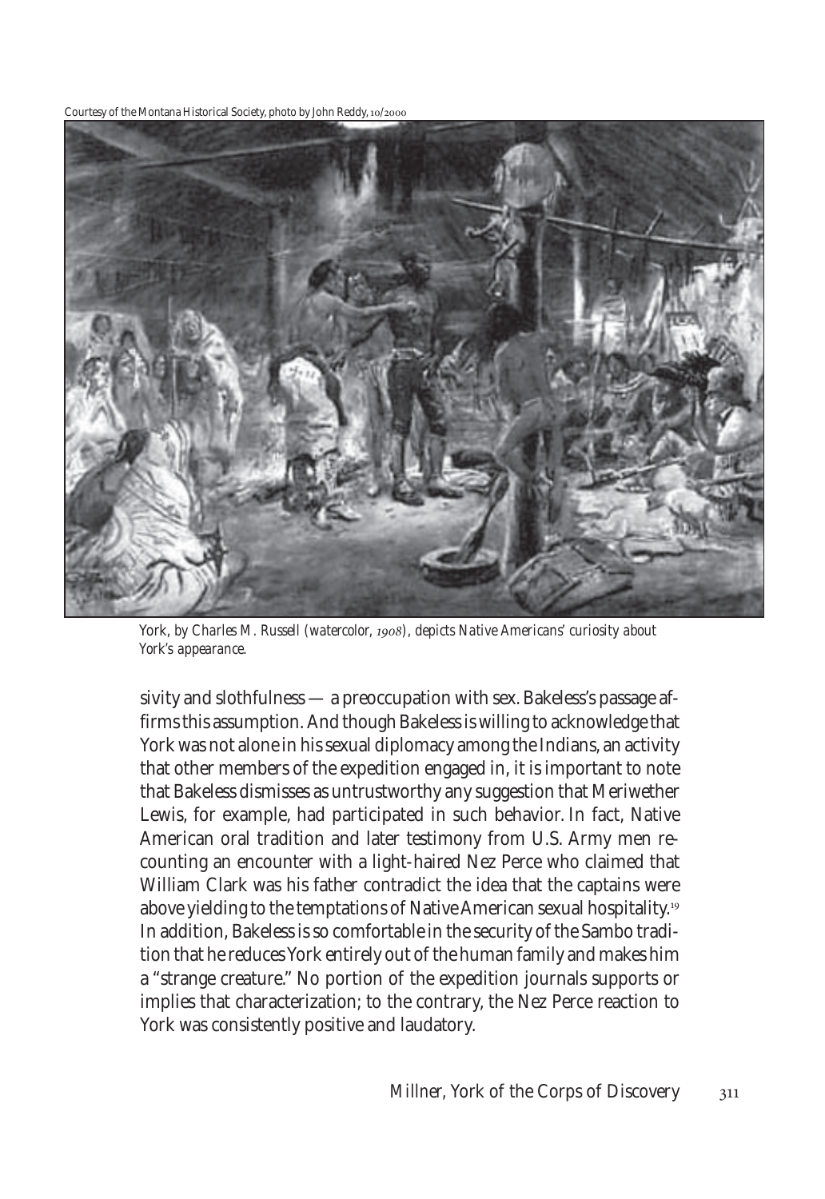Courtesy of the Montana Historical Society, photo by John Reddy, 10/2000

*York, by Charles M. Russell (watercolor, 1908), depicts Native Americans' curiosity about York's appearance.*

sivity and slothfulness — a preoccupation with sex. Bakeless's passage affirms this assumption. And though Bakeless is willing to acknowledge that York was not alone in his sexual diplomacy among the Indians, an activity that other members of the expedition engaged in, it is important to note that Bakeless dismisses as untrustworthy any suggestion that Meriwether Lewis, for example, had participated in such behavior. In fact, Native American oral tradition and later testimony from U.S. Army men recounting an encounter with a light-haired Nez Perce who claimed that William Clark was his father contradict the idea that the captains were above yielding to the temptations of Native American sexual hospitality.[19] In addition, Bakeless is so comfortable in the security of the Sambo tradition that he reduces York entirely out of the human family and makes him a "strange creature." No portion of the expedition journals supports or implies that characterization; to the contrary, the Nez Perce reaction to York was consistently positive and laudatory.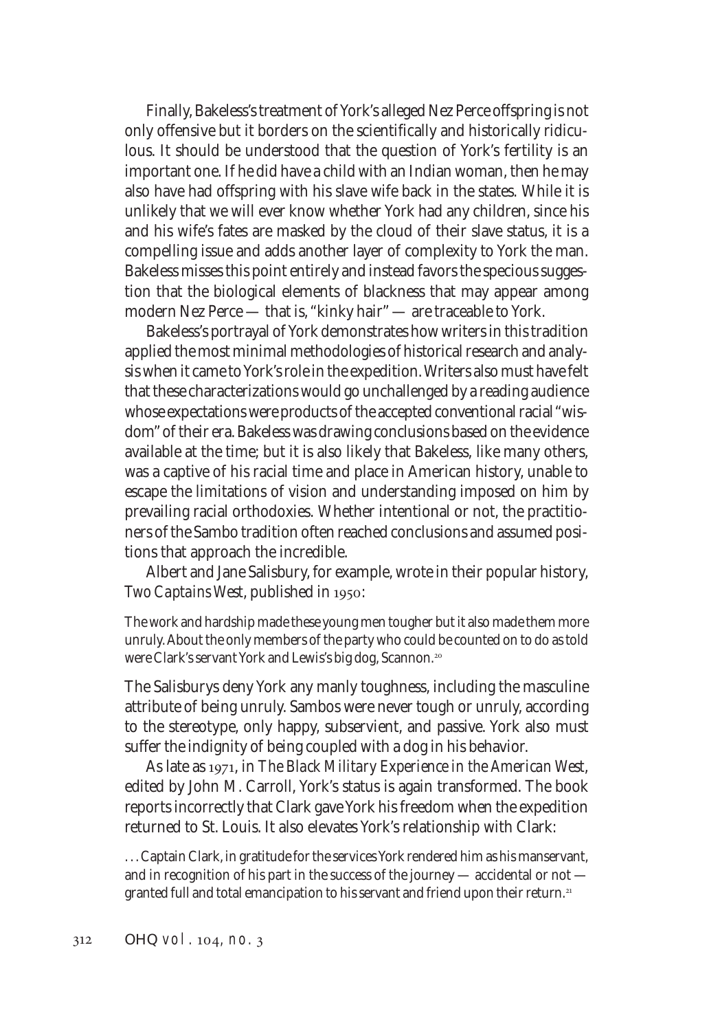Finally, Bakeless's treatment of York's alleged Nez Perce offspring is not only offensive but it borders on the scientifically and historically ridiculous. It should be understood that the question of York's fertility is an important one. If he did have a child with an Indian woman, then he may also have had offspring with his slave wife back in the states. While it is unlikely that we will ever know whether York had any children, since his and his wife's fates are masked by the cloud of their slave status, it is a compelling issue and adds another layer of complexity to York the man. Bakeless misses this point entirely and instead favors the specious suggestion that the biological elements of blackness that may appear among modern Nez Perce — that is, "kinky hair" — are traceable to York.

Bakeless's portrayal of York demonstrates how writers in this tradition applied the most minimal methodologies of historical research and analysis when it came to York's role in the expedition. Writers also must have felt that these characterizations would go unchallenged by a reading audience whose expectations were products of the accepted conventional racial "wisdom" of their era. Bakeless was drawing conclusions based on the evidence available at the time; but it is also likely that Bakeless, like many others, was a captive of his racial time and place in American history, unable to escape the limitations of vision and understanding imposed on him by prevailing racial orthodoxies. Whether intentional or not, the practitioners of the Sambo tradition often reached conclusions and assumed positions that approach the incredible.

Albert and Jane Salisbury, for example, wrote in their popular history, *Two Captains West*, published in 1950:

> The work and hardship made these young men tougher but it also made them more unruly. About the only members of the party who could be counted on to do as told were Clark's servant York and Lewis's big dog, Scannon.[20]

The Salisburys deny York any manly toughness, including the masculine attribute of being unruly. Sambos were never tough or unruly, according to the stereotype, only happy, subservient, and passive. York also must suffer the indignity of being coupled with a dog in his behavior.

As late as 1971, in *The Black Military Experience in the American West*, edited by John M. Carroll, York's status is again transformed. The book reports incorrectly that Clark gave York his freedom when the expedition returned to St. Louis. It also elevates York's relationship with Clark:

> . . . Captain Clark, in gratitude for the services York rendered him as his manservant, and in recognition of his part in the success of the journey — accidental or not — granted full and total emancipation to his servant and friend upon their return.[21]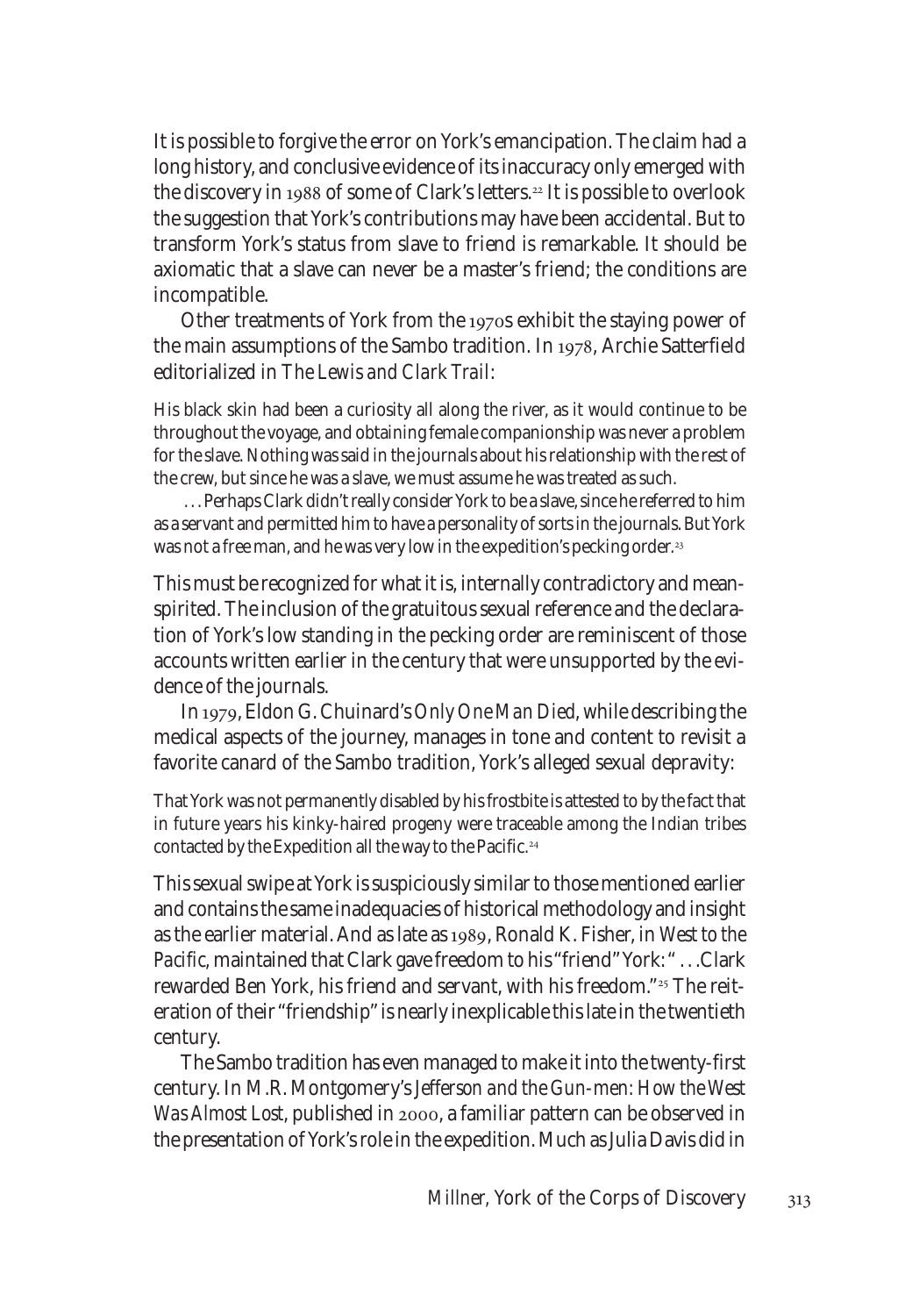It is possible to forgive the error on York's emancipation. The claim had a long history, and conclusive evidence of its inaccuracy only emerged with the discovery in 1988 of some of Clark's letters.[22] It is possible to overlook the suggestion that York's contributions may have been accidental. But to transform York's status from slave to friend is remarkable. It should be axiomatic that a slave can never be a master's friend; the conditions are incompatible.

Other treatments of York from the 1970s exhibit the staying power of the main assumptions of the Sambo tradition. In 1978, Archie Satterfield editorialized in *The Lewis and Clark Trail*:

> His black skin had been a curiosity all along the river, as it would continue to be throughout the voyage, and obtaining female companionship was never a problem for the slave. Nothing was said in the journals about his relationship with the rest of the crew, but since he was a slave, we must assume he was treated as such.
>
> . . . Perhaps Clark didn't really consider York to be a slave, since he referred to him as a servant and permitted him to have a personality of sorts in the journals. But York was not a free man, and he was very low in the expedition's pecking order.[23]

This must be recognized for what it is, internally contradictory and mean-spirited. The inclusion of the gratuitous sexual reference and the declaration of York's low standing in the pecking order are reminiscent of those accounts written earlier in the century that were unsupported by the evidence of the journals.

In 1979, Eldon G. Chuinard's *Only One Man Died*, while describing the medical aspects of the journey, manages in tone and content to revisit a favorite canard of the Sambo tradition, York's alleged sexual depravity:

> That York was not permanently disabled by his frostbite is attested to by the fact that in future years his kinky-haired progeny were traceable among the Indian tribes contacted by the Expedition all the way to the Pacific.[24]

This sexual swipe at York is suspiciously similar to those mentioned earlier and contains the same inadequacies of historical methodology and insight as the earlier material. And as late as 1989, Ronald K. Fisher, in *West to the Pacific*, maintained that Clark gave freedom to his "friend" York: " . . .Clark rewarded Ben York, his friend and servant, with his freedom."[25] The reiteration of their "friendship" is nearly inexplicable this late in the twentieth century.

The Sambo tradition has even managed to make it into the twenty-first century. In M.R. Montgomery's *Jefferson and the Gun-men: How the West Was Almost Lost*, published in 2000, a familiar pattern can be observed in the presentation of York's role in the expedition. Much as Julia Davis did in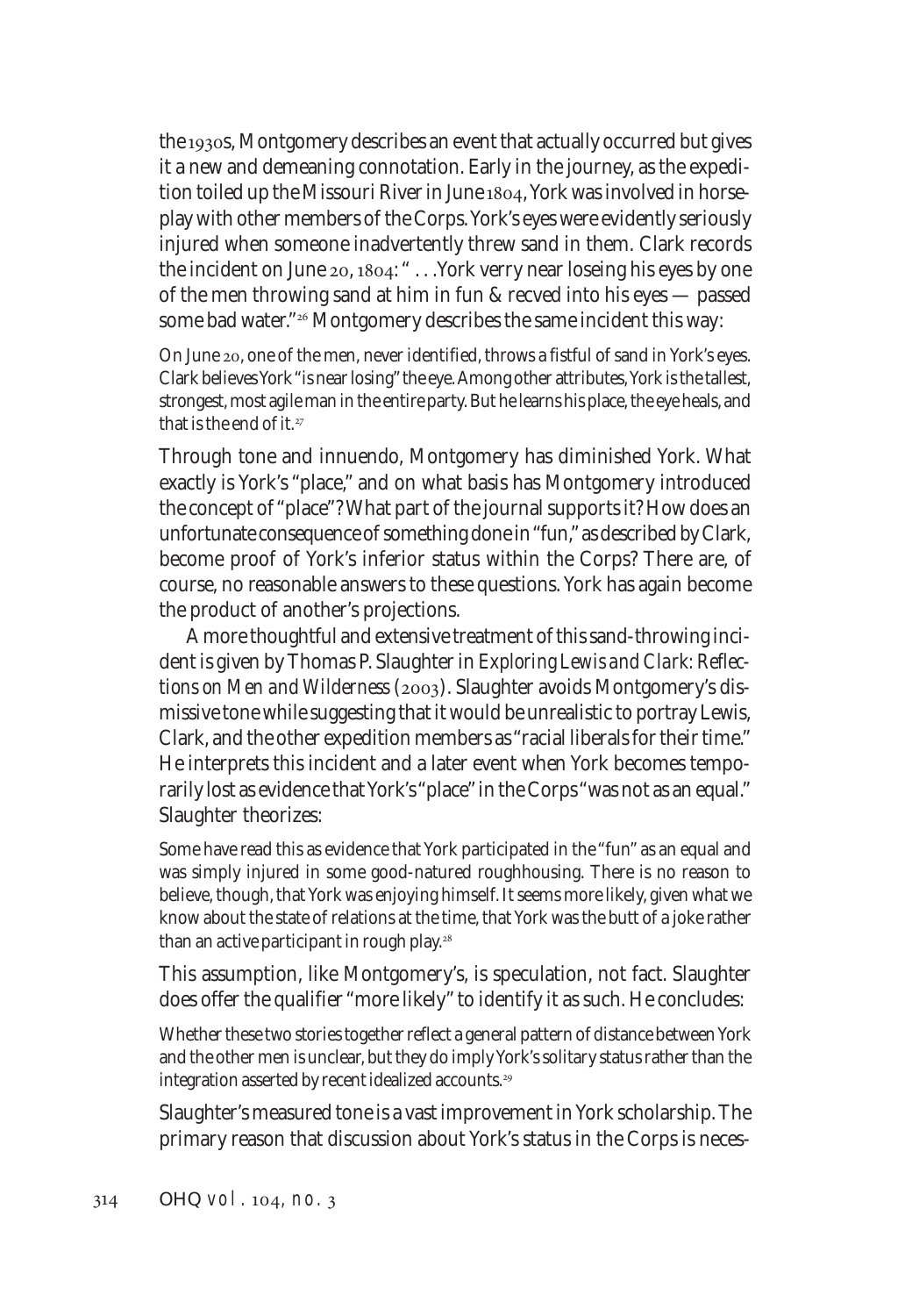the 1930s, Montgomery describes an event that actually occurred but gives it a new and demeaning connotation. Early in the journey, as the expedition toiled up the Missouri River in June 1804, York was involved in horseplay with other members of the Corps. York's eyes were evidently seriously injured when someone inadvertently threw sand in them. Clark records the incident on June 20, 1804: " . . .York verry near loseing his eyes by one of the men throwing sand at him in fun & recved into his eyes — passed some bad water."[26] Montgomery describes the same incident this way:

> On June 20, one of the men, never identified, throws a fistful of sand in York's eyes. Clark believes York "is near losing" the eye. Among other attributes, York is the tallest, strongest, most agile man in the entire party. But he learns his place, the eye heals, and that is the end of it.[27]

Through tone and innuendo, Montgomery has diminished York. What exactly is York's "place," and on what basis has Montgomery introduced the concept of "place"? What part of the journal supports it? How does an unfortunate consequence of something done in "fun," as described by Clark, become proof of York's inferior status within the Corps? There are, of course, no reasonable answers to these questions. York has again become the product of another's projections.

A more thoughtful and extensive treatment of this sand-throwing incident is given by Thomas P. Slaughter in *Exploring Lewis and Clark: Reflections on Men and Wilderness* (2003). Slaughter avoids Montgomery's dismissive tone while suggesting that it would be unrealistic to portray Lewis, Clark, and the other expedition members as "racial liberals for their time." He interprets this incident and a later event when York becomes temporarily lost as evidence that York's "place" in the Corps "was not as an equal." Slaughter theorizes:

> Some have read this as evidence that York participated in the "fun" as an equal and was simply injured in some good-natured roughhousing. There is no reason to believe, though, that York was enjoying himself. It seems more likely, given what we know about the state of relations at the time, that York was the butt of a joke rather than an active participant in rough play.[28]

This assumption, like Montgomery's, is speculation, not fact. Slaughter does offer the qualifier "more likely" to identify it as such. He concludes:

> Whether these two stories together reflect a general pattern of distance between York and the other men is unclear, but they do imply York's solitary status rather than the integration asserted by recent idealized accounts.[29]

Slaughter's measured tone is a vast improvement in York scholarship. The primary reason that discussion about York's status in the Corps is neces-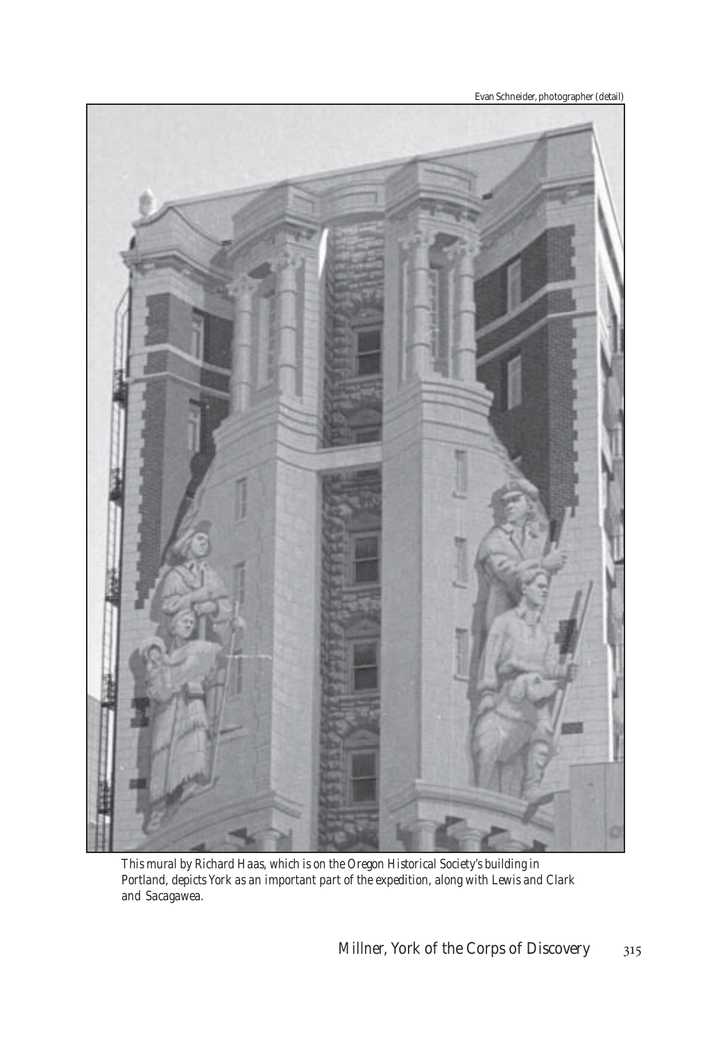Evan Schneider, photographer (detail)

*This mural by Richard Haas, which is on the Oregon Historical Society's building in Portland, depicts York as an important part of the expedition, along with Lewis and Clark and Sacagawea.*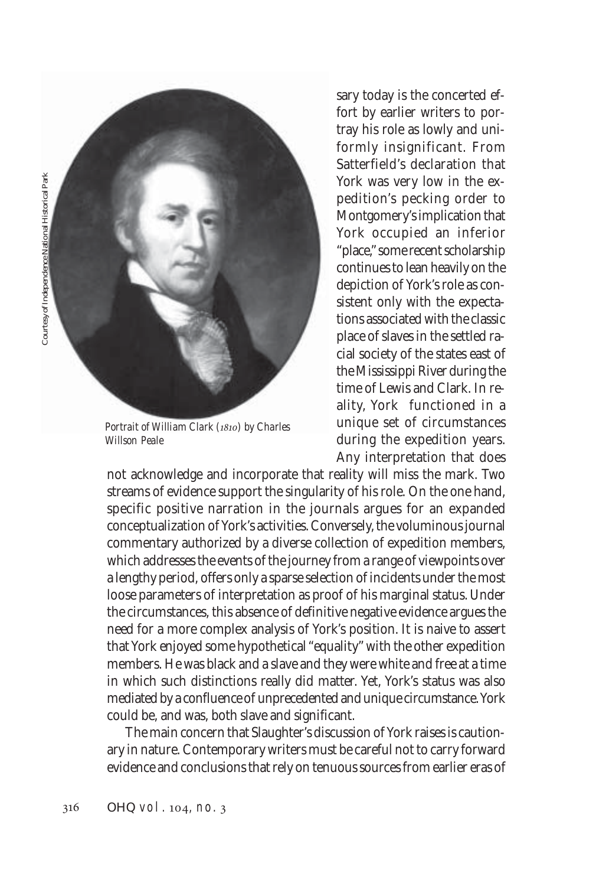sary today is the concerted effort by earlier writers to portray his role as lowly and uniformly insignificant. From Satterfield's declaration that York was very low in the expedition's pecking order to Montgomery's implication that York occupied an inferior "place," some recent scholarship continues to lean heavily on the depiction of York's role as consistent only with the expectations associated with the classic place of slaves in the settled racial society of the states east of the Mississippi River during the time of Lewis and Clark. In reality, York functioned in a unique set of circumstances during the expedition years. Any interpretation that does not acknowledge and incorporate that reality will miss the mark. Two streams of evidence support the singularity of his role. On the one hand, specific positive narration in the journals argues for an expanded conceptualization of York's activities. Conversely, the voluminous journal commentary authorized by a diverse collection of expedition members, which addresses the events of the journey from a range of viewpoints over a lengthy period, offers only a sparse selection of incidents under the most loose parameters of interpretation as proof of his marginal status. Under the circumstances, this absence of definitive negative evidence argues the need for a more complex analysis of York's position. It is naive to assert that York enjoyed some hypothetical "equality" with the other expedition members. He was black and a slave and they were white and free at a time in which such distinctions really did matter. Yet, York's status was also mediated by a confluence of unprecedented and unique circumstance. York could be, and was, both slave and significant.

*Portrait of William Clark (1810) by Charles Willson Peale*

Courtesy of Independence National Historical Park

The main concern that Slaughter's discussion of York raises is cautionary in nature. Contemporary writers must be careful not to carry forward evidence and conclusions that rely on tenuous sources from earlier eras of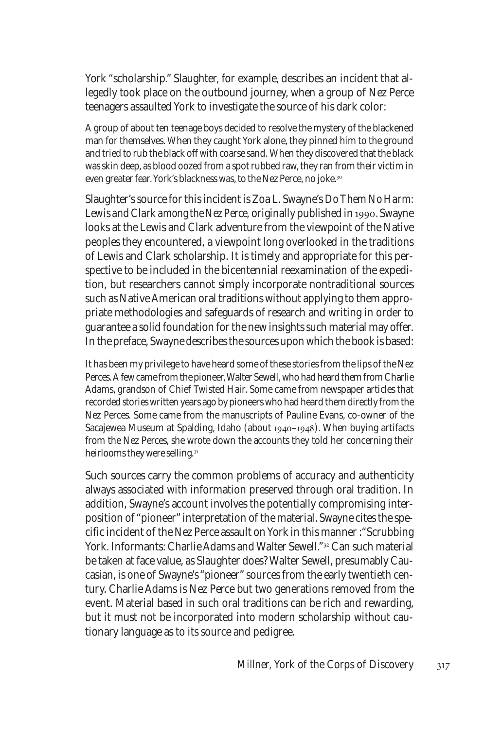York "scholarship." Slaughter, for example, describes an incident that allegedly took place on the outbound journey, when a group of Nez Perce teenagers assaulted York to investigate the source of his dark color:

> A group of about ten teenage boys decided to resolve the mystery of the blackened man for themselves. When they caught York alone, they pinned him to the ground and tried to rub the black off with coarse sand. When they discovered that the black was skin deep, as blood oozed from a spot rubbed raw, they ran from their victim in even greater fear. York's blackness was, to the Nez Perce, no joke.[30]

Slaughter's source for this incident is Zoa L. Swayne's *Do Them No Harm: Lewis and Clark among the Nez Perce*, originally published in 1990. Swayne looks at the Lewis and Clark adventure from the viewpoint of the Native peoples they encountered, a viewpoint long overlooked in the traditions of Lewis and Clark scholarship. It is timely and appropriate for this perspective to be included in the bicentennial reexamination of the expedition, but researchers cannot simply incorporate nontraditional sources such as Native American oral traditions without applying to them appropriate methodologies and safeguards of research and writing in order to guarantee a solid foundation for the new insights such material may offer. In the preface, Swayne describes the sources upon which the book is based:

> It has been my privilege to have heard some of these stories from the lips of the Nez Perces. A few came from the pioneer, Walter Sewell, who had heard them from Charlie Adams, grandson of Chief Twisted Hair. Some came from newspaper articles that recorded stories written years ago by pioneers who had heard them directly from the Nez Perces. Some came from the manuscripts of Pauline Evans, co-owner of the Sacajewea Museum at Spalding, Idaho (about 1940–1948). When buying artifacts from the Nez Perces, she wrote down the accounts they told her concerning their heirlooms they were selling.[31]

Such sources carry the common problems of accuracy and authenticity always associated with information preserved through oral tradition. In addition, Swayne's account involves the potentially compromising interposition of "pioneer" interpretation of the material. Swayne cites the specific incident of the Nez Perce assault on York in this manner :"Scrubbing York. Informants: Charlie Adams and Walter Sewell."[32] Can such material be taken at face value, as Slaughter does? Walter Sewell, presumably Caucasian, is one of Swayne's "pioneer" sources from the early twentieth century. Charlie Adams is Nez Perce but two generations removed from the event. Material based in such oral traditions can be rich and rewarding, but it must not be incorporated into modern scholarship without cautionary language as to its source and pedigree.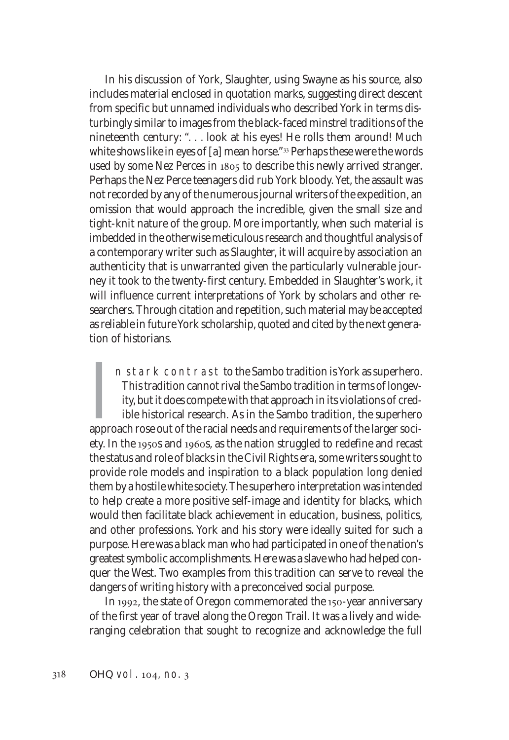In his discussion of York, Slaughter, using Swayne as his source, also includes material enclosed in quotation marks, suggesting direct descent from specific but unnamed individuals who described York in terms disturbingly similar to images from the black-faced minstrel traditions of the nineteenth century: ". . . look at his eyes! He rolls them around! Much white shows like in eyes of [a] mean horse."[33] Perhaps these were the words used by some Nez Perces in 1805 to describe this newly arrived stranger. Perhaps the Nez Perce teenagers did rub York bloody. Yet, the assault was not recorded by any of the numerous journal writers of the expedition, an omission that would approach the incredible, given the small size and tight-knit nature of the group. More importantly, when such material is imbedded in the otherwise meticulous research and thoughtful analysis of a contemporary writer such as Slaughter, it will acquire by association an authenticity that is unwarranted given the particularly vulnerable journey it took to the twenty-first century. Embedded in Slaughter's work, it will influence current interpretations of York by scholars and other researchers. Through citation and repetition, such material may be accepted as reliable in future York scholarship, quoted and cited by the next generation of historians.

In stark contrast to the Sambo tradition is York as superhero. This tradition cannot rival the Sambo tradition in terms of longevity, but it does compete with that approach in its violations of credible historical research. As in the Sambo tradition, the superhero approach rose out of the racial needs and requirements of the larger society. In the 1950s and 1960s, as the nation struggled to redefine and recast the status and role of blacks in the Civil Rights era, some writers sought to provide role models and inspiration to a black population long denied them by a hostile white society. The superhero interpretation was intended to help create a more positive self-image and identity for blacks, which would then facilitate black achievement in education, business, politics, and other professions. York and his story were ideally suited for such a purpose. Here was a black man who had participated in one of the nation's greatest symbolic accomplishments. Here was a slave who had helped conquer the West. Two examples from this tradition can serve to reveal the dangers of writing history with a preconceived social purpose.

In 1992, the state of Oregon commemorated the 150-year anniversary of the first year of travel along the Oregon Trail. It was a lively and wide-ranging celebration that sought to recognize and acknowledge the full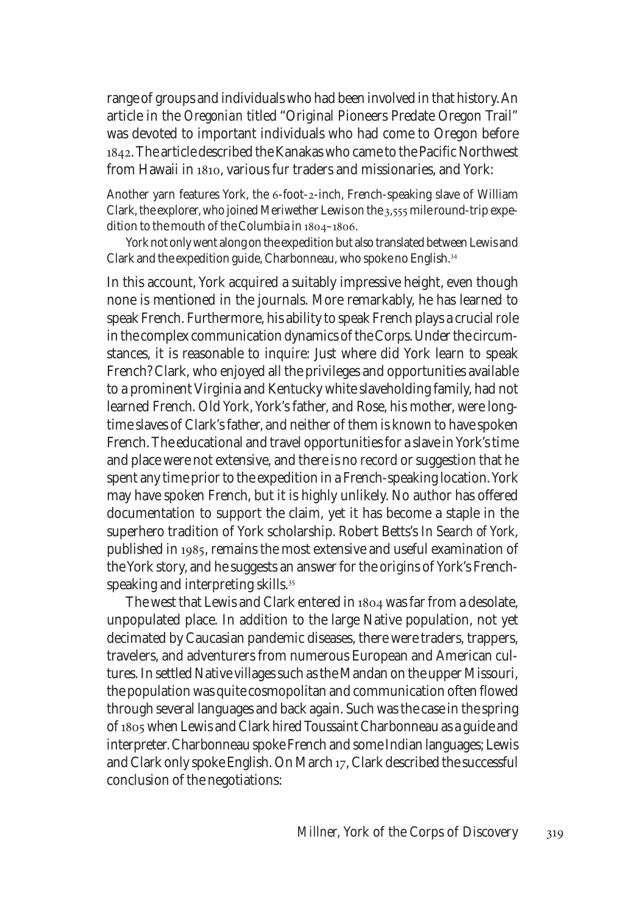range of groups and individuals who had been involved in that history. An article in the *Oregonian* titled "Original Pioneers Predate Oregon Trail" was devoted to important individuals who had come to Oregon before 1842. The article described the Kanakas who came to the Pacific Northwest from Hawaii in 1810, various fur traders and missionaries, and York:

> Another yarn features York, the 6-foot-2-inch, French-speaking slave of William Clark, the explorer, who joined Meriwether Lewis on the 3,555 mile round-trip expedition to the mouth of the Columbia in 1804–1806.
>
> York not only went along on the expedition but also translated between Lewis and Clark and the expedition guide, Charbonneau, who spoke no English.[34]

In this account, York acquired a suitably impressive height, even though none is mentioned in the journals. More remarkably, he has learned to speak French. Furthermore, his ability to speak French plays a crucial role in the complex communication dynamics of the Corps. Under the circumstances, it is reasonable to inquire: Just where did York learn to speak French? Clark, who enjoyed all the privileges and opportunities available to a prominent Virginia and Kentucky white slaveholding family, had not learned French. Old York, York's father, and Rose, his mother, were longtime slaves of Clark's father, and neither of them is known to have spoken French. The educational and travel opportunities for a slave in York's time and place were not extensive, and there is no record or suggestion that he spent any time prior to the expedition in a French-speaking location. York may have spoken French, but it is highly unlikely. No author has offered documentation to support the claim, yet it has become a staple in the superhero tradition of York scholarship. Robert Betts's *In Search of York*, published in 1985, remains the most extensive and useful examination of the York story, and he suggests an answer for the origins of York's French-speaking and interpreting skills.[35]

The west that Lewis and Clark entered in 1804 was far from a desolate, unpopulated place. In addition to the large Native population, not yet decimated by Caucasian pandemic diseases, there were traders, trappers, travelers, and adventurers from numerous European and American cultures. In settled Native villages such as the Mandan on the upper Missouri, the population was quite cosmopolitan and communication often flowed through several languages and back again. Such was the case in the spring of 1805 when Lewis and Clark hired Toussaint Charbonneau as a guide and interpreter. Charbonneau spoke French and some Indian languages; Lewis and Clark only spoke English. On March 17, Clark described the successful conclusion of the negotiations: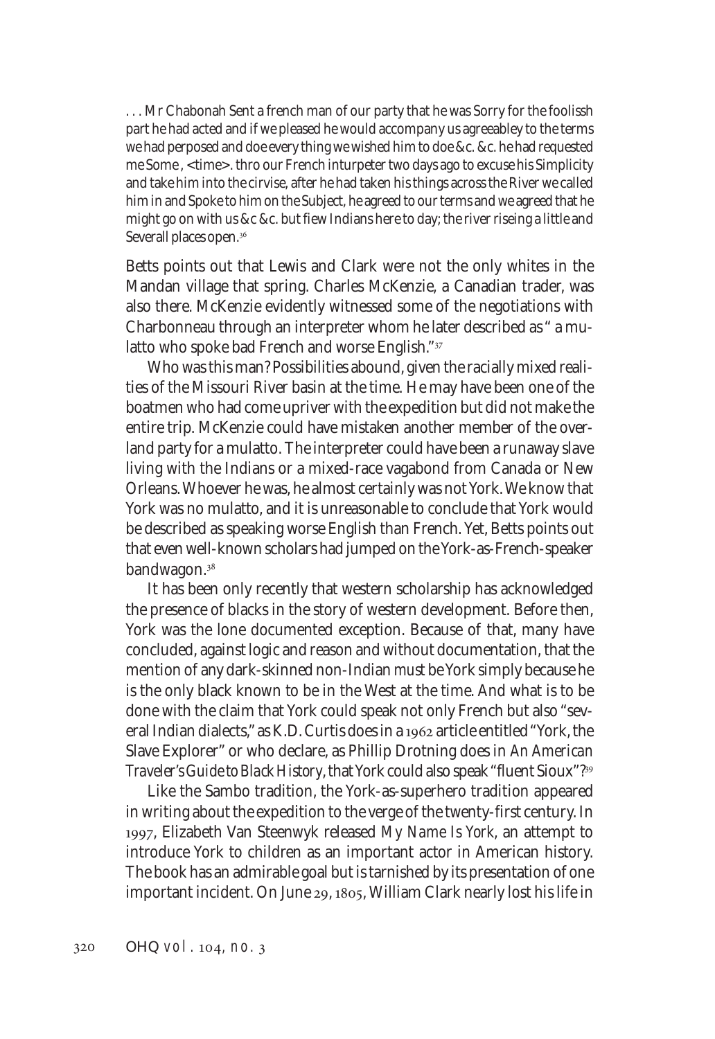. . . Mr Chabonah Sent a french man of our party that he was Sorry for the foolissh part he had acted and if we pleased he would accompany us agreeabley to the terms we had perposed and doe every thing we wished him to doe &c. &c. he had requested me Some , <time>. thro our French inturpeter two days ago to excuse his Simplicity and take him into the cirvise, after he had taken his things across the River we called him in and Spoke to him on the Subject, he agreed to our terms and we agreed that he might go on with us &c &c. but fiew Indians here to day; the river riseing a little and Severall places open.[36]

Betts points out that Lewis and Clark were not the only whites in the Mandan village that spring. Charles McKenzie, a Canadian trader, was also there. McKenzie evidently witnessed some of the negotiations with Charbonneau through an interpreter whom he later described as "a mulatto who spoke bad French and worse English."[37]

Who was this man? Possibilities abound, given the racially mixed realities of the Missouri River basin at the time. He may have been one of the boatmen who had come upriver with the expedition but did not make the entire trip. McKenzie could have mistaken another member of the overland party for a mulatto. The interpreter could have been a runaway slave living with the Indians or a mixed-race vagabond from Canada or New Orleans. Whoever he was, he almost certainly was not York. We know that York was no mulatto, and it is unreasonable to conclude that York would be described as speaking worse English than French. Yet, Betts points out that even well-known scholars had jumped on the York-as-French-speaker bandwagon.[38]

It has been only recently that western scholarship has acknowledged the presence of blacks in the story of western development. Before then, York was the lone documented exception. Because of that, many have concluded, against logic and reason and without documentation, that the mention of any dark-skinned non-Indian *must* be York simply because he is the only black known to be in the West at the time. And what is to be done with the claim that York could speak not only French but also "several Indian dialects," as K.D. Curtis does in a 1962 article entitled "York, the Slave Explorer" or who declare, as Phillip Drotning does in *An American Traveler's Guide to Black History*, that York could also speak "fluent Sioux"?[39]

Like the Sambo tradition, the York-as-superhero tradition appeared in writing about the expedition to the verge of the twenty-first century. In 1997, Elizabeth Van Steenwyk released *My Name Is York*, an attempt to introduce York to children as an important actor in American history. The book has an admirable goal but is tarnished by its presentation of one important incident. On June 29, 1805, William Clark nearly lost his life in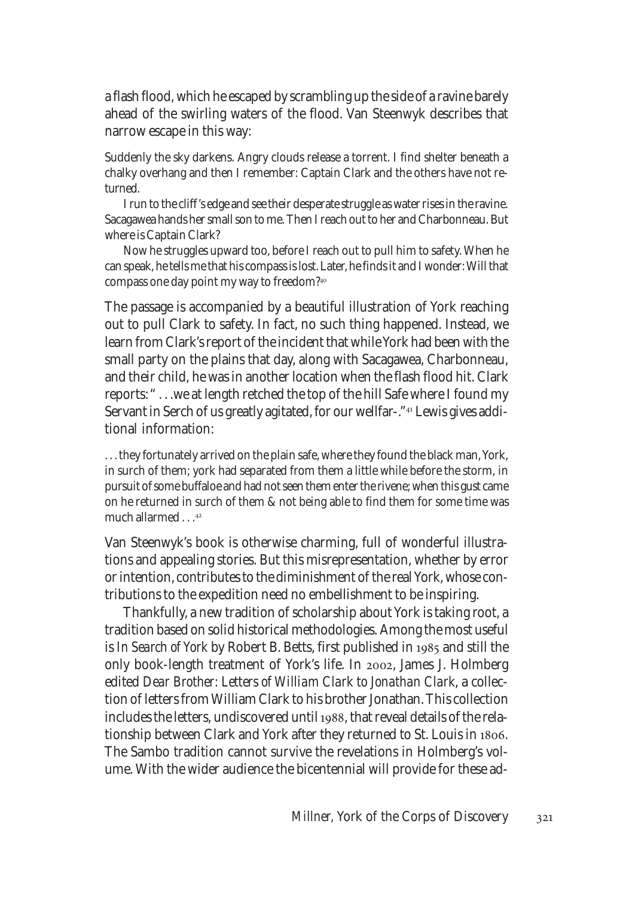a flash flood, which he escaped by scrambling up the side of a ravine barely ahead of the swirling waters of the flood. Van Steenwyk describes that narrow escape in this way:

> Suddenly the sky darkens. Angry clouds release a torrent. I find shelter beneath a chalky overhang and then I remember: Captain Clark and the others have not returned.
>
> I run to the cliff's edge and see their desperate struggle as water rises in the ravine. Sacagawea hands her small son to me. Then I reach out to her and Charbonneau. But where is Captain Clark?
>
> Now he struggles upward too, before I reach out to pull him to safety. When he can speak, he tells me that his compass is lost. Later, he finds it and I wonder: Will that compass one day point my way to freedom?[40]

The passage is accompanied by a beautiful illustration of York reaching out to pull Clark to safety. In fact, no such thing happened. Instead, we learn from Clark's report of the incident that while York had been with the small party on the plains that day, along with Sacagawea, Charbonneau, and their child, he was in another location when the flash flood hit. Clark reports: " . . .we at length retched the top of the hill Safe where I found my Servant in Serch of us greatly agitated, for our wellfar-."[41] Lewis gives additional information:

> . . . they fortunately arrived on the plain safe, where they found the black man, York, in surch of them; york had separated from them a little while before the storm, in pursuit of some buffaloe and had not seen them enter the rivene; when this gust came on he returned in surch of them & not being able to find them for some time was much allarmed . . .[42]

Van Steenwyk's book is otherwise charming, full of wonderful illustrations and appealing stories. But this misrepresentation, whether by error or intention, contributes to the diminishment of the real York, whose contributions to the expedition need no embellishment to be inspiring.

Thankfully, a new tradition of scholarship about York is taking root, a tradition based on solid historical methodologies. Among the most useful is *In Search of York* by Robert B. Betts, first published in 1985 and still the only book-length treatment of York's life. In 2002, James J. Holmberg edited *Dear Brother: Letters of William Clark to Jonathan Clark*, a collection of letters from William Clark to his brother Jonathan. This collection includes the letters, undiscovered until 1988, that reveal details of the relationship between Clark and York after they returned to St. Louis in 1806. The Sambo tradition cannot survive the revelations in Holmberg's volume. With the wider audience the bicentennial will provide for these ad-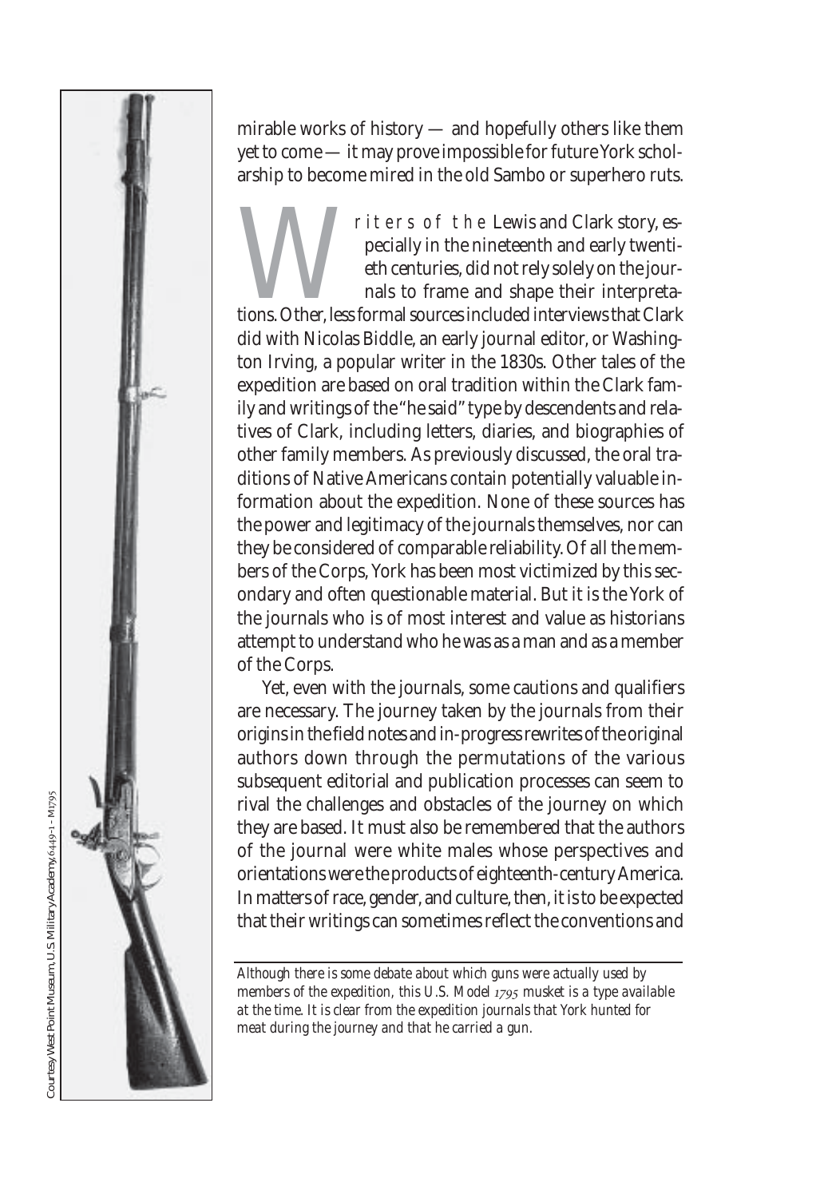mirable works of history — and hopefully others like them yet to come — it may prove impossible for future York scholarship to become mired in the old Sambo or superhero ruts.

Writers of the Lewis and Clark story, especially in the nineteenth and early twentieth centuries, did not rely solely on the journals to frame and shape their interpretations. Other, less formal sources included interviews that Clark did with Nicolas Biddle, an early journal editor, or Washington Irving, a popular writer in the 1830s. Other tales of the expedition are based on oral tradition within the Clark family and writings of the "he said" type by descendents and relatives of Clark, including letters, diaries, and biographies of other family members. As previously discussed, the oral traditions of Native Americans contain potentially valuable information about the expedition. None of these sources has the power and legitimacy of the journals themselves, nor can they be considered of comparable reliability. Of all the members of the Corps, York has been most victimized by this secondary and often questionable material. But it is the York of the journals who is of most interest and value as historians attempt to understand who he was as a man and as a member of the Corps.

Yet, even with the journals, some cautions and qualifiers are necessary. The journey taken by the journals from their origins in the field notes and in-progress rewrites of the original authors down through the permutations of the various subsequent editorial and publication processes can seem to rival the challenges and obstacles of the journey on which they are based. It must also be remembered that the authors of the journal were white males whose perspectives and orientations were the products of eighteenth-century America. In matters of race, gender, and culture, then, it is to be expected that their writings can sometimes reflect the conventions and

*Although there is some debate about which guns were actually used by members of the expedition, this U.S. Model 1795 musket is a type available at the time. It is clear from the expedition journals that York hunted for meat during the journey and that he carried a gun.*

Courtesy West Point Museum, U.S. Military Academy, 6449-1 - M1795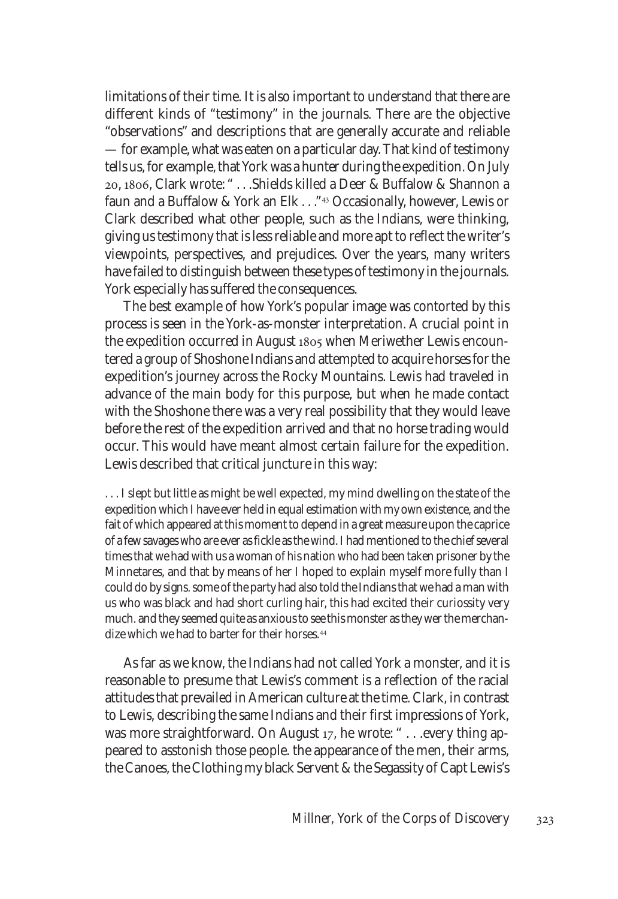limitations of their time. It is also important to understand that there are different kinds of "testimony" in the journals. There are the objective "observations" and descriptions that are generally accurate and reliable — for example, what was eaten on a particular day. That kind of testimony tells us, for example, that York was a hunter during the expedition. On July 20, 1806, Clark wrote: " . . .Shields killed a Deer & Buffalow & Shannon a faun and a Buffalow & York an Elk . . ."[43] Occasionally, however, Lewis or Clark described what other people, such as the Indians, were thinking, giving us testimony that is less reliable and more apt to reflect the writer's viewpoints, perspectives, and prejudices. Over the years, many writers have failed to distinguish between these types of testimony in the journals. York especially has suffered the consequences.

The best example of how York's popular image was contorted by this process is seen in the York-as-monster interpretation. A crucial point in the expedition occurred in August 1805 when Meriwether Lewis encountered a group of Shoshone Indians and attempted to acquire horses for the expedition's journey across the Rocky Mountains. Lewis had traveled in advance of the main body for this purpose, but when he made contact with the Shoshone there was a very real possibility that they would leave before the rest of the expedition arrived and that no horse trading would occur. This would have meant almost certain failure for the expedition. Lewis described that critical juncture in this way:

> . . . I slept but little as might be well expected, my mind dwelling on the state of the expedition which I have ever held in equal estimation with my own existence, and the fait of which appeared at this moment to depend in a great measure upon the caprice of a few savages who are ever as fickle as the wind. I had mentioned to the chief several times that we had with us a woman of his nation who had been taken prisoner by the Minnetares, and that by means of her I hoped to explain myself more fully than I could do by signs. some of the party had also told the Indians that we had a man with us who was black and had short curling hair, this had excited their curiossity very much. and they seemed quite as anxious to see this monster as they wer the merchandize which we had to barter for their horses.[44]

As far as we know, the Indians had not called York a monster, and it is reasonable to presume that Lewis's comment is a reflection of the racial attitudes that prevailed in American culture at the time. Clark, in contrast to Lewis, describing the same Indians and their first impressions of York, was more straightforward. On August 17, he wrote: " . . .every thing appeared to asstonish those people. the appearance of the men, their arms, the Canoes, the Clothing my black Servent & the Segassity of Capt Lewis's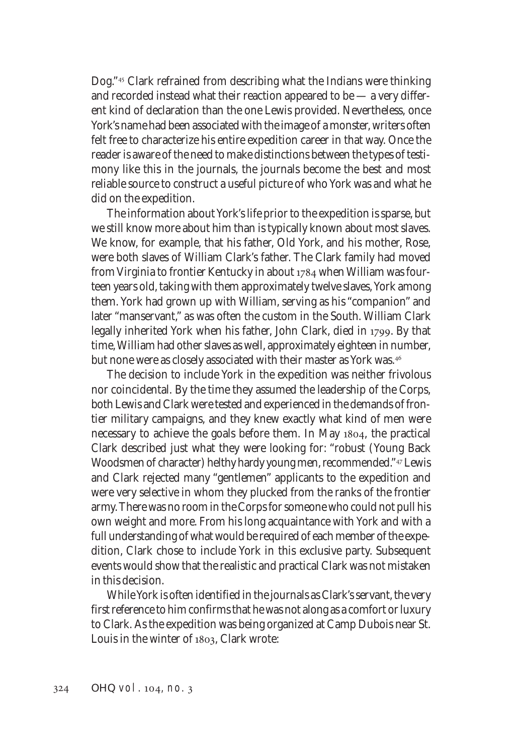Dog."[45] Clark refrained from describing what the Indians were thinking and recorded instead what their reaction appeared to be — a very different kind of declaration than the one Lewis provided. Nevertheless, once York's name had been associated with the image of a monster, writers often felt free to characterize his entire expedition career in that way. Once the reader is aware of the need to make distinctions between the types of testimony like this in the journals, the journals become the best and most reliable source to construct a useful picture of who York was and what he did on the expedition.

The information about York's life prior to the expedition is sparse, but we still know more about him than is typically known about most slaves. We know, for example, that his father, Old York, and his mother, Rose, were both slaves of William Clark's father. The Clark family had moved from Virginia to frontier Kentucky in about 1784 when William was fourteen years old, taking with them approximately twelve slaves, York among them. York had grown up with William, serving as his "companion" and later "manservant," as was often the custom in the South. William Clark legally inherited York when his father, John Clark, died in 1799. By that time, William had other slaves as well, approximately eighteen in number, but none were as closely associated with their master as York was.[46]

The decision to include York in the expedition was neither frivolous nor coincidental. By the time they assumed the leadership of the Corps, both Lewis and Clark were tested and experienced in the demands of frontier military campaigns, and they knew exactly what kind of men were necessary to achieve the goals before them. In May 1804, the practical Clark described just what they were looking for: "robust (Young Back Woodsmen of character) helthy hardy young men, recommended."[47] Lewis and Clark rejected many "gentlemen" applicants to the expedition and were very selective in whom they plucked from the ranks of the frontier army. There was no room in the Corps for someone who could not pull his own weight and more. From his long acquaintance with York and with a full understanding of what would be required of each member of the expedition, Clark chose to include York in this exclusive party. Subsequent events would show that the realistic and practical Clark was not mistaken in this decision.

While York is often identified in the journals as Clark's servant, the very first reference to him confirms that he was not along as a comfort or luxury to Clark. As the expedition was being organized at Camp Dubois near St. Louis in the winter of 1803, Clark wrote: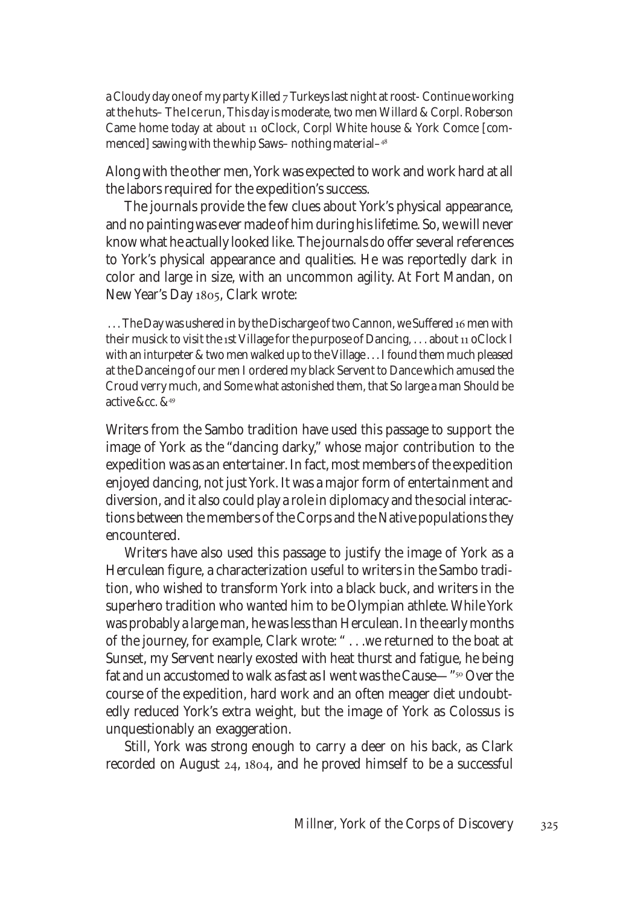a Cloudy day one of my party Killed 7 Turkeys last night at roost- Continue working at the huts– The Ice run, This day is moderate, two men Willard & Corpl. Roberson Came home today at about 11 oClock, Corpl White house & York Comce [commenced] sawing with the whip Saws– nothing material–[48]

Along with the other men, York was expected to work and work hard at all the labors required for the expedition's success.

The journals provide the few clues about York's physical appearance, and no painting was ever made of him during his lifetime. So, we will never know what he actually looked like. The journals do offer several references to York's physical appearance and qualities. He was reportedly dark in color and large in size, with an uncommon agility. At Fort Mandan, on New Year's Day 1805, Clark wrote:

> . . . The Day was ushered in by the Discharge of two Cannon, we Suffered 16 men with their musick to visit the 1st Village for the purpose of Dancing, . . . about 11 oClock I with an inturpeter & two men walked up to the Village . . . I found them much pleased at the Danceing of our men I ordered my black Servent to Dance which amused the Croud verry much, and Some what astonished them, that So large a man Should be active &cc. &[49]

Writers from the Sambo tradition have used this passage to support the image of York as the "dancing darky," whose major contribution to the expedition was as an entertainer. In fact, most members of the expedition enjoyed dancing, not just York. It was a major form of entertainment and diversion, and it also could play a role in diplomacy and the social interactions between the members of the Corps and the Native populations they encountered.

Writers have also used this passage to justify the image of York as a Herculean figure, a characterization useful to writers in the Sambo tradition, who wished to transform York into a black buck, and writers in the superhero tradition who wanted him to be Olympian athlete. While York was probably a large man, he was less than Herculean. In the early months of the journey, for example, Clark wrote: " . . .we returned to the boat at Sunset, my Servent nearly exosted with heat thurst and fatigue, he being fat and un accustomed to walk as fast as I went was the Cause— "[50] Over the course of the expedition, hard work and an often meager diet undoubtedly reduced York's extra weight, but the image of York as Colossus is unquestionably an exaggeration.

Still, York was strong enough to carry a deer on his back, as Clark recorded on August 24, 1804, and he proved himself to be a successful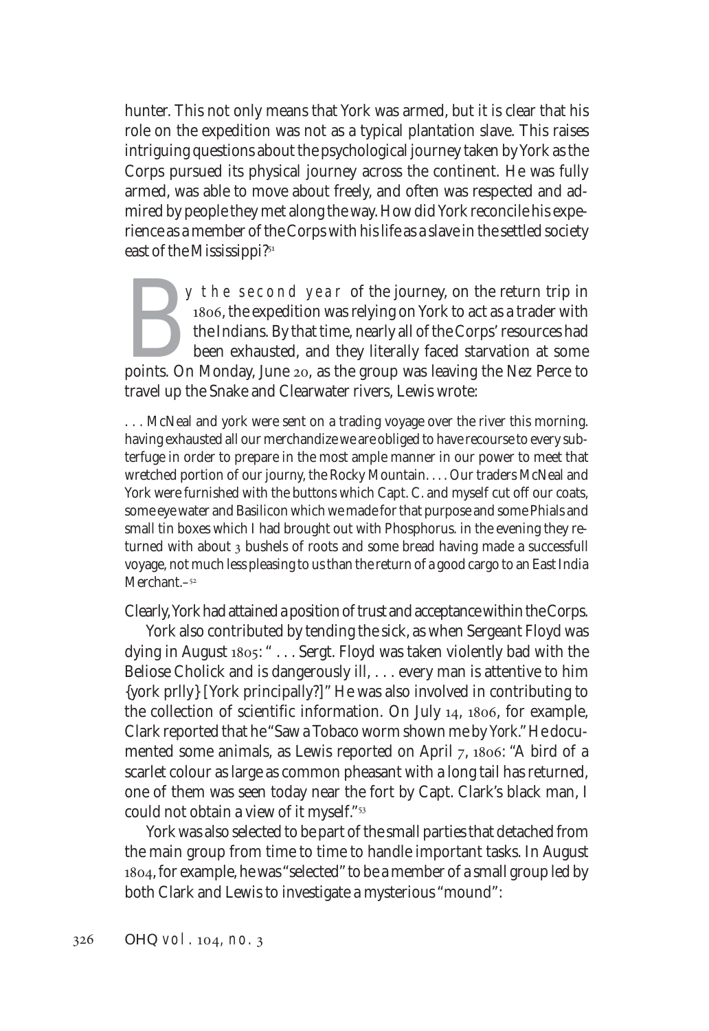hunter. This not only means that York was armed, but it is clear that his role on the expedition was not as a typical plantation slave. This raises intriguing questions about the psychological journey taken by York as the Corps pursued its physical journey across the continent. He was fully armed, was able to move about freely, and often was respected and admired by people they met along the way. How did York reconcile his experience as a member of the Corps with his life as a slave in the settled society east of the Mississippi?[51]

By the second year of the journey, on the return trip in 1806, the expedition was relying on York to act as a trader with the Indians. By that time, nearly all of the Corps' resources had been exhausted, and they literally faced starvation at some points. On Monday, June 20, as the group was leaving the Nez Perce to travel up the Snake and Clearwater rivers, Lewis wrote:

> . . . McNeal and york were sent on a trading voyage over the river this morning. having exhausted all our merchandize we are obliged to have recourse to every subterfuge in order to prepare in the most ample manner in our power to meet that wretched portion of our journy, the Rocky Mountain. . . . Our traders McNeal and York were furnished with the buttons which Capt. C. and myself cut off our coats, some eye water and Basilicon which we made for that purpose and some Phials and small tin boxes which I had brought out with Phosphorus. in the evening they returned with about 3 bushels of roots and some bread having made a successfull voyage, not much less pleasing to us than the return of a good cargo to an East India Merchant.–[52]

Clearly, York had attained a position of trust and acceptance within the Corps.

York also contributed by tending the sick, as when Sergeant Floyd was dying in August 1805: " . . . Sergt. Floyd was taken violently bad with the Beliose Cholick and is dangerously ill, . . . every man is attentive to him {york prlly} [York principally?]" He was also involved in contributing to the collection of scientific information. On July 14, 1806, for example, Clark reported that he "Saw a Tobaco worm shown me by York." He documented some animals, as Lewis reported on April 7, 1806: "A bird of a scarlet colour as large as common pheasant with a long tail has returned, one of them was seen today near the fort by Capt. Clark's black man, I could not obtain a view of it myself."[53]

York was also selected to be part of the small parties that detached from the main group from time to time to handle important tasks. In August 1804, for example, he was "selected" to be a member of a small group led by both Clark and Lewis to investigate a mysterious "mound":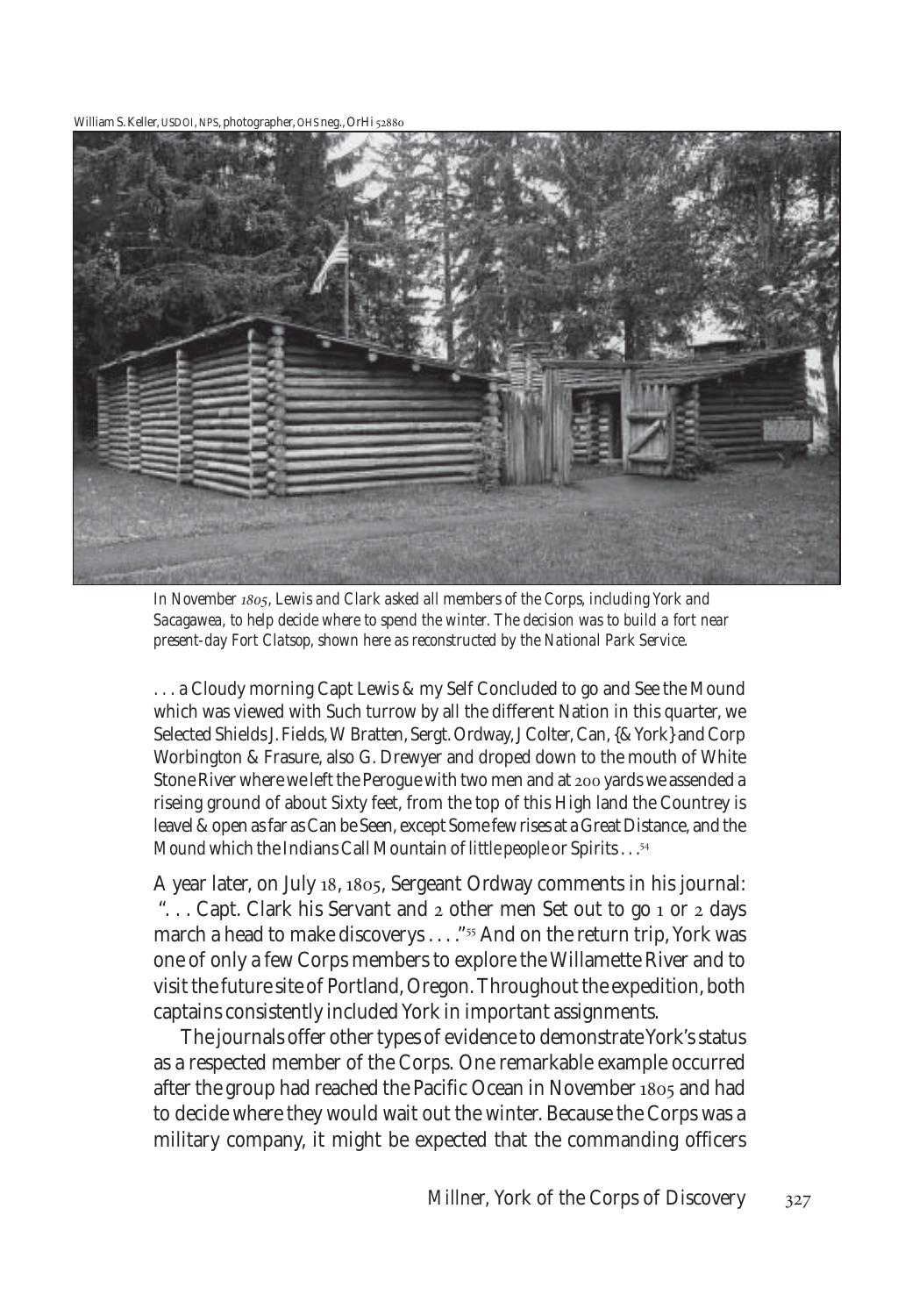William S. Keller, USDOI, NPS, photographer, OHS neg., OrHi 52880

*In November 1805, Lewis and Clark asked all members of the Corps, including York and Sacagawea, to help decide where to spend the winter. The decision was to build a fort near present-day Fort Clatsop, shown here as reconstructed by the National Park Service.*

. . . a Cloudy morning Capt Lewis & my Self Concluded to go and See the Mound which was viewed with Such turrow by all the different Nation in this quarter, we Selected Shields J. Fields, W Bratten, Sergt. Ordway, J Colter, Can, {& York} and Corp Worbington & Frasure, also G. Drewyer and droped down to the mouth of White Stone River where we left the Perogue with two men and at 200 yards we assended a riseing ground of about Sixty feet, from the top of this High land the Countrey is leavel & open as far as Can be Seen, except Some few rises at a Great Distance, and the *Mound* which the Indians Call Mountain of *little people* or Spirits . . .[54]

A year later, on July 18, 1805, Sergeant Ordway comments in his journal: ". . . Capt. Clark his Servant and 2 other men Set out to go 1 or 2 days march a head to make discoverys . . . ."[55] And on the return trip, York was one of only a few Corps members to explore the Willamette River and to visit the future site of Portland, Oregon. Throughout the expedition, both captains consistently included York in important assignments.

The journals offer other types of evidence to demonstrate York's status as a respected member of the Corps. One remarkable example occurred after the group had reached the Pacific Ocean in November 1805 and had to decide where they would wait out the winter. Because the Corps was a military company, it might be expected that the commanding officers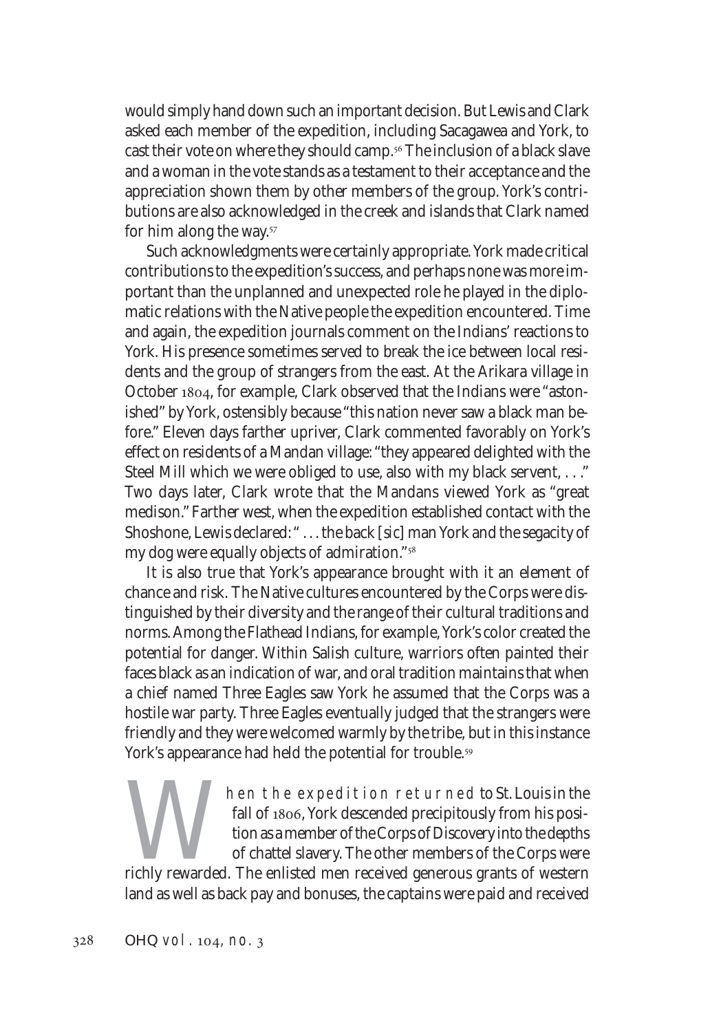would simply hand down such an important decision. But Lewis and Clark asked each member of the expedition, including Sacagawea and York, to cast their vote on where they should camp.[56] The inclusion of a black slave and a woman in the vote stands as a testament to their acceptance and the appreciation shown them by other members of the group. York's contributions are also acknowledged in the creek and islands that Clark named for him along the way.[57]

Such acknowledgments were certainly appropriate. York made critical contributions to the expedition's success, and perhaps none was more important than the unplanned and unexpected role he played in the diplomatic relations with the Native people the expedition encountered. Time and again, the expedition journals comment on the Indians' reactions to York. His presence sometimes served to break the ice between local residents and the group of strangers from the east. At the Arikara village in October 1804, for example, Clark observed that the Indians were "astonished" by York, ostensibly because "this nation never saw a black man before." Eleven days farther upriver, Clark commented favorably on York's effect on residents of a Mandan village: "they appeared delighted with the Steel Mill which we were obliged to use, also with my black servent, . . ." Two days later, Clark wrote that the Mandans viewed York as "great medison." Farther west, when the expedition established contact with the Shoshone, Lewis declared: " . . . the back [sic] man York and the segacity of my dog were equally objects of admiration."[58]

It is also true that York's appearance brought with it an element of chance and risk. The Native cultures encountered by the Corps were distinguished by their diversity and the range of their cultural traditions and norms. Among the Flathead Indians, for example, York's color created the potential for danger. Within Salish culture, warriors often painted their faces black as an indication of war, and oral tradition maintains that when a chief named Three Eagles saw York he assumed that the Corps was a hostile war party. Three Eagles eventually judged that the strangers were friendly and they were welcomed warmly by the tribe, but in this instance York's appearance had held the potential for trouble.[59]

When the expedition returned to St. Louis in the fall of 1806, York descended precipitously from his position as a member of the Corps of Discovery into the depths of chattel slavery. The other members of the Corps were richly rewarded. The enlisted men received generous grants of western land as well as back pay and bonuses, the captains were paid and received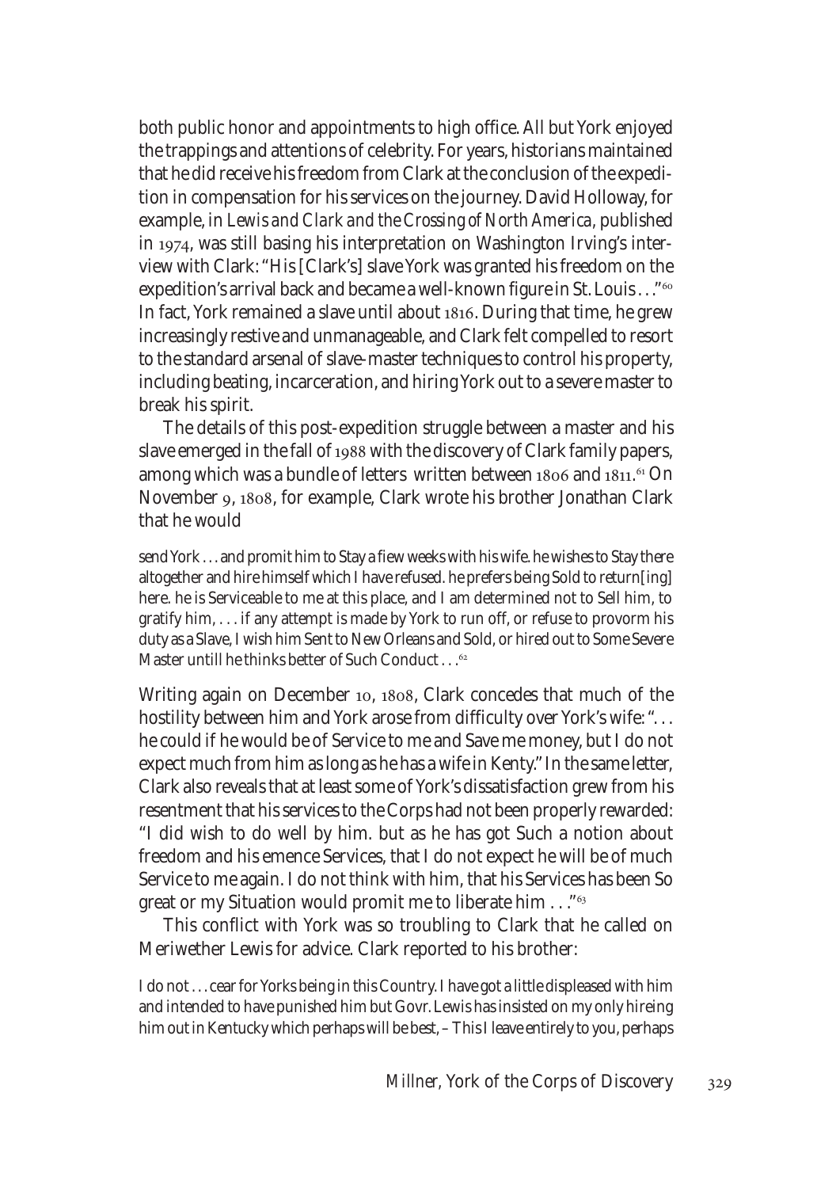both public honor and appointments to high office. All but York enjoyed the trappings and attentions of celebrity. For years, historians maintained that he did receive his freedom from Clark at the conclusion of the expedition in compensation for his services on the journey. David Holloway, for example, in *Lewis and Clark and the Crossing of North America*, published in 1974, was still basing his interpretation on Washington Irving's interview with Clark: "His [Clark's] slave York was granted his freedom on the expedition's arrival back and became a well-known figure in St. Louis . . ."[60] In fact, York remained a slave until about 1816. During that time, he grew increasingly restive and unmanageable, and Clark felt compelled to resort to the standard arsenal of slave-master techniques to control his property, including beating, incarceration, and hiring York out to a severe master to break his spirit.

The details of this post-expedition struggle between a master and his slave emerged in the fall of 1988 with the discovery of Clark family papers, among which was a bundle of letters written between 1806 and 1811.[61] On November 9, 1808, for example, Clark wrote his brother Jonathan Clark that he would

> send York . . . and promit him to Stay a fiew weeks with his wife. he wishes to Stay there altogether and hire himself which I have refused. he prefers being Sold to return[ing] here. he is Serviceable to me at this place, and I am determined not to Sell him, to gratify him, . . . if any attempt is made by York to run off, or refuse to provorm his duty as a Slave, I wish him Sent to New Orleans and Sold, or hired out to Some Severe Master untill he thinks better of Such Conduct . . .[62]

Writing again on December 10, 1808, Clark concedes that much of the hostility between him and York arose from difficulty over York's wife: ". . . he could if he would be of Service to me and Save me money, but I do not expect much from him as long as he has a wife in Kenty." In the same letter, Clark also reveals that at least some of York's dissatisfaction grew from his resentment that his services to the Corps had not been properly rewarded: "I did wish to do well by him. but as he has got Such a notion about freedom and his emence Services, that I do not expect he will be of much Service to me again. I do not think with him, that his Services has been So great or my Situation would promit me to liberate him . . ."[63]

This conflict with York was so troubling to Clark that he called on Meriwether Lewis for advice. Clark reported to his brother:

> I do not . . . cear for Yorks being in this Country. I have got a little displeased with him and intended to have punished him but Govr. Lewis has insisted on my only hireing him out in Kentucky which perhaps will be best, – This I leave entirely to you, perhaps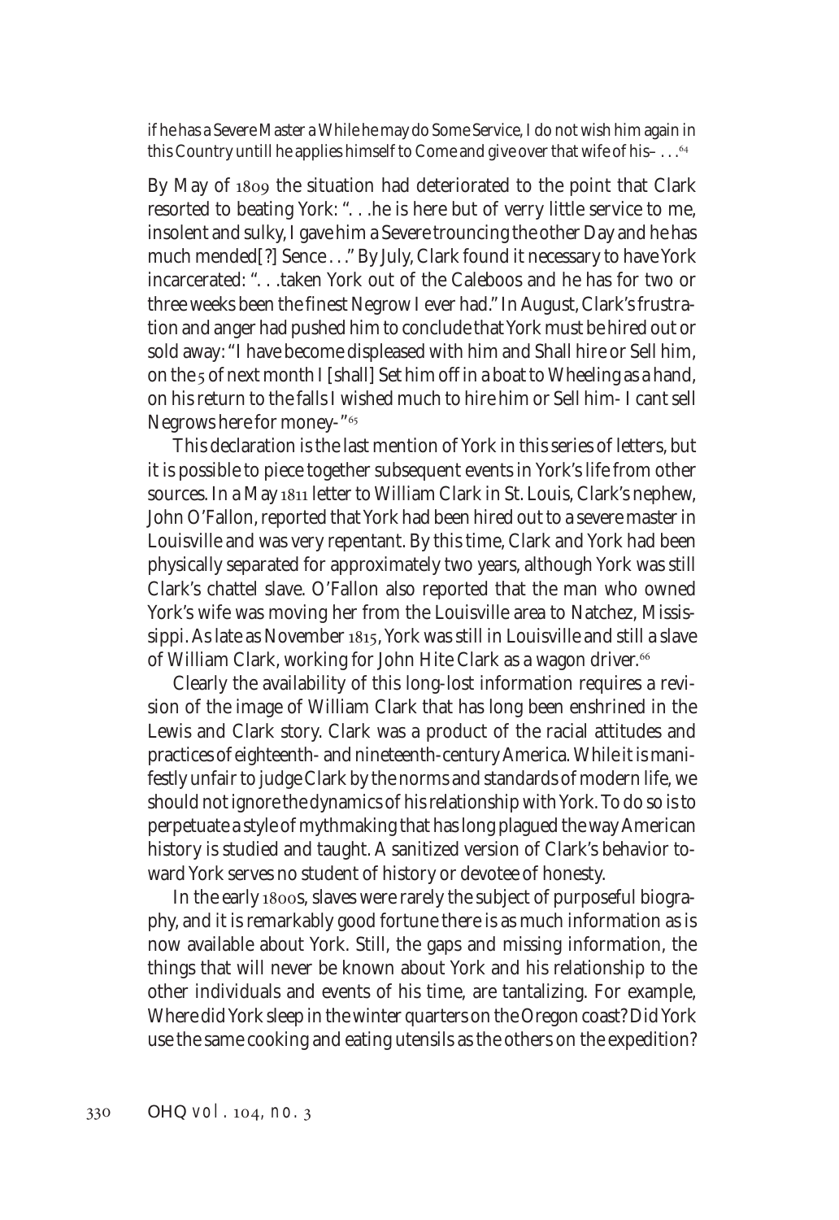if he has a Severe Master a While he may do Some Service, I do not wish him again in this Country untill he applies himself to Come and give over that wife of his– . . .[64]

By May of 1809 the situation had deteriorated to the point that Clark resorted to beating York: ". . .he is here but of verry little service to me, insolent and sulky, I gave him a Severe trouncing the other Day and he has much mended[?] Sence . . ." By July, Clark found it necessary to have York incarcerated: ". . .taken York out of the Caleboos and he has for two or three weeks been the finest Negrow I ever had." In August, Clark's frustration and anger had pushed him to conclude that York must be hired out or sold away: "I have become displeased with him and Shall hire or Sell him, on the 5 of next month I [shall] Set him off in a boat to Wheeling as a hand, on his return to the falls I wished much to hire him or Sell him- I cant sell Negrows here for money-"[65]

This declaration is the last mention of York in this series of letters, but it is possible to piece together subsequent events in York's life from other sources. In a May 1811 letter to William Clark in St. Louis, Clark's nephew, John O'Fallon, reported that York had been hired out to a severe master in Louisville and was very repentant. By this time, Clark and York had been physically separated for approximately two years, although York was still Clark's chattel slave. O'Fallon also reported that the man who owned York's wife was moving her from the Louisville area to Natchez, Mississippi. As late as November 1815, York was still in Louisville and still a slave of William Clark, working for John Hite Clark as a wagon driver.[66]

Clearly the availability of this long-lost information requires a revision of the image of William Clark that has long been enshrined in the Lewis and Clark story. Clark was a product of the racial attitudes and practices of eighteenth- and nineteenth-century America. While it is manifestly unfair to judge Clark by the norms and standards of modern life, we should not ignore the dynamics of his relationship with York. To do so is to perpetuate a style of mythmaking that has long plagued the way American history is studied and taught. A sanitized version of Clark's behavior toward York serves no student of history or devotee of honesty.

In the early 1800s, slaves were rarely the subject of purposeful biography, and it is remarkably good fortune there is as much information as is now available about York. Still, the gaps and missing information, the things that will never be known about York and his relationship to the other individuals and events of his time, are tantalizing. For example, Where did York sleep in the winter quarters on the Oregon coast? Did York use the same cooking and eating utensils as the others on the expedition?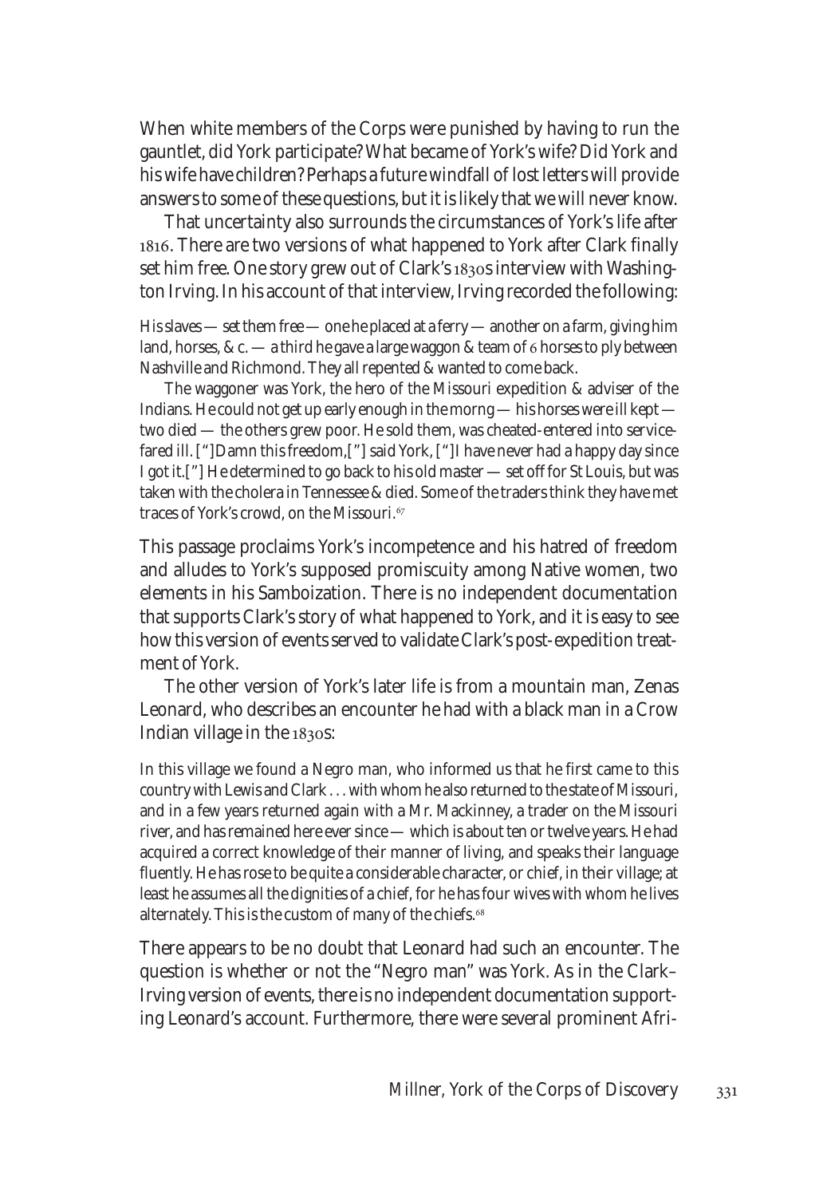When white members of the Corps were punished by having to run the gauntlet, did York participate? What became of York's wife? Did York and his wife have children? Perhaps a future windfall of lost letters will provide answers to some of these questions, but it is likely that we will never know.

That uncertainty also surrounds the circumstances of York's life after 1816. There are two versions of what happened to York after Clark finally set him free. One story grew out of Clark's 1830s interview with Washington Irving. In his account of that interview, Irving recorded the following:

> His slaves — set them free — one he placed at a ferry — another on a farm, giving him land, horses, & c. — a third he gave a large waggon & team of 6 horses to ply between Nashville and Richmond. They all repented & wanted to come back.
>
> The waggoner was York, the hero of the Missouri expedition & adviser of the Indians. He could not get up early enough in the morng — his horses were ill kept — two died — the others grew poor. He sold them, was cheated-entered into service-fared ill. ["]Damn this freedom,["] said York, ["]I have never had a happy day since I got it.["] He determined to go back to his old master — set off for St Louis, but was taken with the cholera in Tennessee & died. Some of the traders think they have met traces of York's crowd, on the Missouri.[67]

This passage proclaims York's incompetence and his hatred of freedom and alludes to York's supposed promiscuity among Native women, two elements in his Samboization. There is no independent documentation that supports Clark's story of what happened to York, and it is easy to see how this version of events served to validate Clark's post-expedition treatment of York.

The other version of York's later life is from a mountain man, Zenas Leonard, who describes an encounter he had with a black man in a Crow Indian village in the 1830s:

> In this village we found a Negro man, who informed us that he first came to this country with Lewis and Clark . . . with whom he also returned to the state of Missouri, and in a few years returned again with a Mr. Mackinney, a trader on the Missouri river, and has remained here ever since — which is about ten or twelve years. He had acquired a correct knowledge of their manner of living, and speaks their language fluently. He has rose to be quite a considerable character, or chief, in their village; at least he assumes all the dignities of a chief, for he has four wives with whom he lives alternately. This is the custom of many of the chiefs.[68]

There appears to be no doubt that Leonard had such an encounter. The question is whether or not the "Negro man" was York. As in the Clark–Irving version of events, there is no independent documentation supporting Leonard's account. Furthermore, there were several prominent Afri-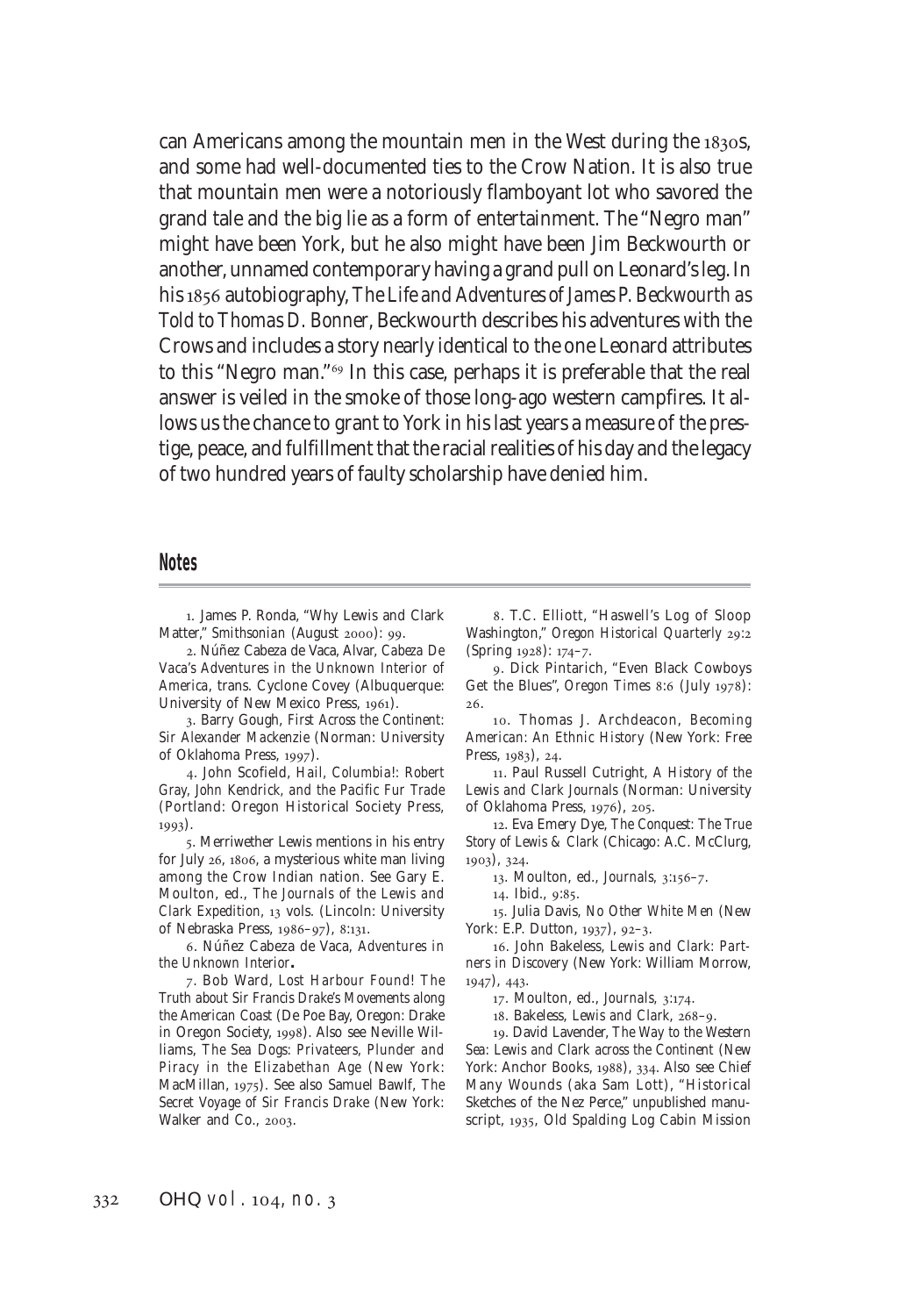can Americans among the mountain men in the West during the 1830s, and some had well-documented ties to the Crow Nation. It is also true that mountain men were a notoriously flamboyant lot who savored the grand tale and the big lie as a form of entertainment. The "Negro man" might have been York, but he also might have been Jim Beckwourth or another, unnamed contemporary having a grand pull on Leonard's leg. In his 1856 autobiography, *The Life and Adventures of James P. Beckwourth as Told to Thomas D. Bonner*, Beckwourth describes his adventures with the Crows and includes a story nearly identical to the one Leonard attributes to this "Negro man."[69] In this case, perhaps it is preferable that the real answer is veiled in the smoke of those long-ago western campfires. It allows us the chance to grant to York in his last years a measure of the prestige, peace, and fulfillment that the racial realities of his day and the legacy of two hundred years of faulty scholarship have denied him.

## Notes

1. James P. Ronda, "Why Lewis and Clark Matter," *Smithsonian* (August 2000): 99.

2. Núñez Cabeza de Vaca, Alvar, *Cabeza De Vaca's Adventures in the Unknown Interior of America*, trans. Cyclone Covey (Albuquerque: University of New Mexico Press, 1961).

3. Barry Gough, *First Across the Continent: Sir Alexander Mackenzie* (Norman: University of Oklahoma Press, 1997).

4. John Scofield, *Hail, Columbia!: Robert Gray, John Kendrick, and the Pacific Fur Trade* (Portland: Oregon Historical Society Press, 1993).

5. Merriwether Lewis mentions in his entry for July 26, 1806, a mysterious white man living among the Crow Indian nation. See Gary E. Moulton, ed., *The Journals of the Lewis and Clark Expedition*, 13 vols. (Lincoln: University of Nebraska Press, 1986–97), 8:131.

6. Núñez Cabeza de Vaca, *Adventures in the Unknown Interior*.

7. Bob Ward, *Lost Harbour Found! The Truth about Sir Francis Drake's Movements along the American Coast* (De Poe Bay, Oregon: Drake in Oregon Society, 1998). Also see Neville Williams, *The Sea Dogs: Privateers, Plunder and Piracy in the Elizabethan Age* (New York: MacMillan, 1975). See also Samuel Bawlf, *The Secret Voyage of Sir Francis Drake* (New York: Walker and Co., 2003.

8. T.C. Elliott, "Haswell's Log of Sloop Washington," *Oregon Historical Quarterly* 29:2 (Spring 1928): 174–7.

9. Dick Pintarich, "Even Black Cowboys Get the Blues", *Oregon Times* 8:6 (July 1978): 26.

10. Thomas J. Archdeacon, *Becoming American: An Ethnic History* (New York: Free Press, 1983), 24.

11. Paul Russell Cutright, *A History of the Lewis and Clark Journals* (Norman: University of Oklahoma Press, 1976), 205.

12. Eva Emery Dye, *The Conquest: The True Story of Lewis & Clark* (Chicago: A.C. McClurg, 1903), 324.

13. Moulton, ed., *Journals*, 3:156–7.

14. Ibid., 9:85.

15. Julia Davis, *No Other White Men* (New York: E.P. Dutton, 1937), 92–3.

16. John Bakeless, *Lewis and Clark: Partners in Discovery* (New York: William Morrow, 1947), 443.

17. Moulton, ed., *Journals*, 3:174.

18. Bakeless, *Lewis and Clark*, 268–9.

19. David Lavender, *The Way to the Western Sea: Lewis and Clark across the Continent* (New York: Anchor Books, 1988), 334. Also see Chief Many Wounds (aka Sam Lott), "Historical Sketches of the Nez Perce," unpublished manuscript, 1935, Old Spalding Log Cabin Mission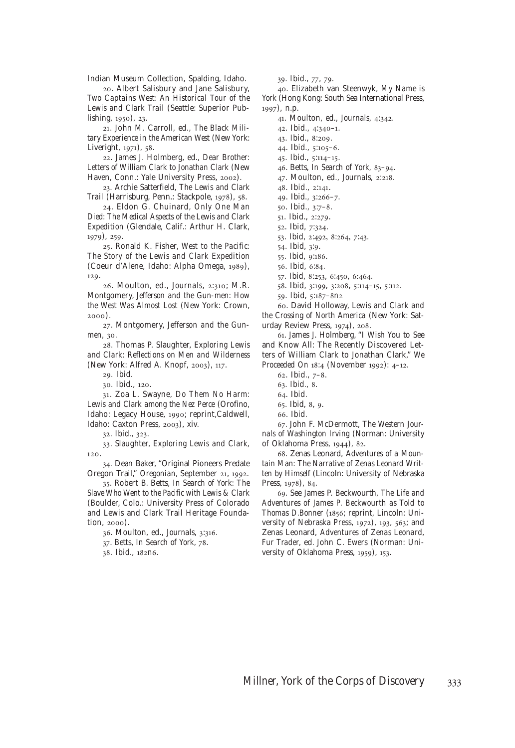Indian Museum Collection, Spalding, Idaho.

20. Albert Salisbury and Jane Salisbury, *Two Captains West: An Historical Tour of the Lewis and Clark Trail* (Seattle: Superior Publishing, 1950), 23.

21. John M. Carroll, ed., *The Black Military Experience in the American West* (New York: Liveright, 1971), 58.

22. James J. Holmberg, ed., *Dear Brother: Letters of William Clark to Jonathan Clark* (New Haven, Conn.: Yale University Press, 2002).

23. Archie Satterfield, *The Lewis and Clark Trail* (Harrisburg, Penn.: Stackpole, 1978), 58.

24. Eldon G. Chuinard, *Only One Man Died: The Medical Aspects of the Lewis and Clark Expedition* (Glendale, Calif.: Arthur H. Clark, 1979), 259.

25. Ronald K. Fisher, *West to the Pacific: The Story of the Lewis and Clark Expedition* (Coeur d'Alene, Idaho: Alpha Omega, 1989), 129.

26. Moulton, ed., *Journals*, 2:310; M.R. Montgomery, *Jefferson and the Gun-men: How the West Was Almost Lost* (New York: Crown, 2000).

27. Montgomery, *Jefferson and the Gunmen*, 30.

28. Thomas P. Slaughter, *Exploring Lewis and Clark: Reflections on Men and Wilderness* (New York: Alfred A. Knopf, 2003), 117.

29. Ibid.

30. Ibid., 120.

31. Zoa L. Swayne, *Do Them No Harm: Lewis and Clark among the Nez Perce* (Orofino, Idaho: Legacy House, 1990; reprint,Caldwell, Idaho: Caxton Press, 2003), xiv.

32. Ibid., 323.

33. Slaughter, *Exploring Lewis and Clark*, 120.

34. Dean Baker, "Original Pioneers Predate Oregon Trail," *Oregonian*, September 21, 1992.

35. Robert B. Betts, *In Search of York: The Slave Who Went to the Pacific with Lewis & Clark* (Boulder, Colo.: University Press of Colorado and Lewis and Clark Trail Heritage Foundation, 2000).

36. Moulton, ed., *Journals*, 3:316.

37. Betts, *In Search of York*, 78.

38. Ibid., 182n6.

39. Ibid., 77, 79.

40. Elizabeth van Steenwyk, *My Name is York* (Hong Kong: South Sea International Press, 1997), n.p.

41. Moulton, ed., *Journals*, 4:342.

42. Ibid., 4:340–1.

43. Ibid., 8:209.

44. Ibid., 5:105–6.

45. Ibid., 5:114–15.

46. Betts, *In Search of York*, 83–94.

47. Moulton, ed., *Journals*, 2:218.

48. Ibid., 2:141.

49. Ibid., 3:266–7.

50. Ibid., 3:7–8.

51. Ibid., 2:279.

52. Ibid, 7:324.

53. Ibid, 2:492, 8:264, 7:43.

54. Ibid, 3:9.

55. Ibid, 9:186.

56. Ibid, 6:84.

57. Ibid, 8:253, 6:450, 6:464.

58. Ibid, 3:199, 3:208, 5:114–15, 5:112.

59. Ibid, 5:187–8n2

60. David Holloway, *Lewis and Clark and the Crossing of North America* (New York: Saturday Review Press, 1974), 208.

61. James J. Holmberg, "I Wish You to See and Know All: The Recently Discovered Letters of William Clark to Jonathan Clark," *We Proceeded On* 18:4 (November 1992): 4–12.

62. Ibid., 7–8.

63. Ibid., 8.

64. Ibid.

65. Ibid, 8, 9.

66. Ibid.

67. John F. McDermott, *The Western Journals of Washington Irving* (Norman: University of Oklahoma Press, 1944), 82.

68. Zenas Leonard, *Adventures of a Mountain Man: The Narrative of Zenas Leonard Written by Himself* (Lincoln: University of Nebraska Press, 1978), 84.

69. See James P. Beckwourth, *The Life and Adventures of James P. Beckwourth as Told to Thomas D.Bonner* (1856; reprint, Lincoln: University of Nebraska Press, 1972), 193, 563; and Zenas Leonard, *Adventures of Zenas Leonard, Fur Trader*, ed. John C. Ewers (Norman: University of Oklahoma Press, 1959), 153.